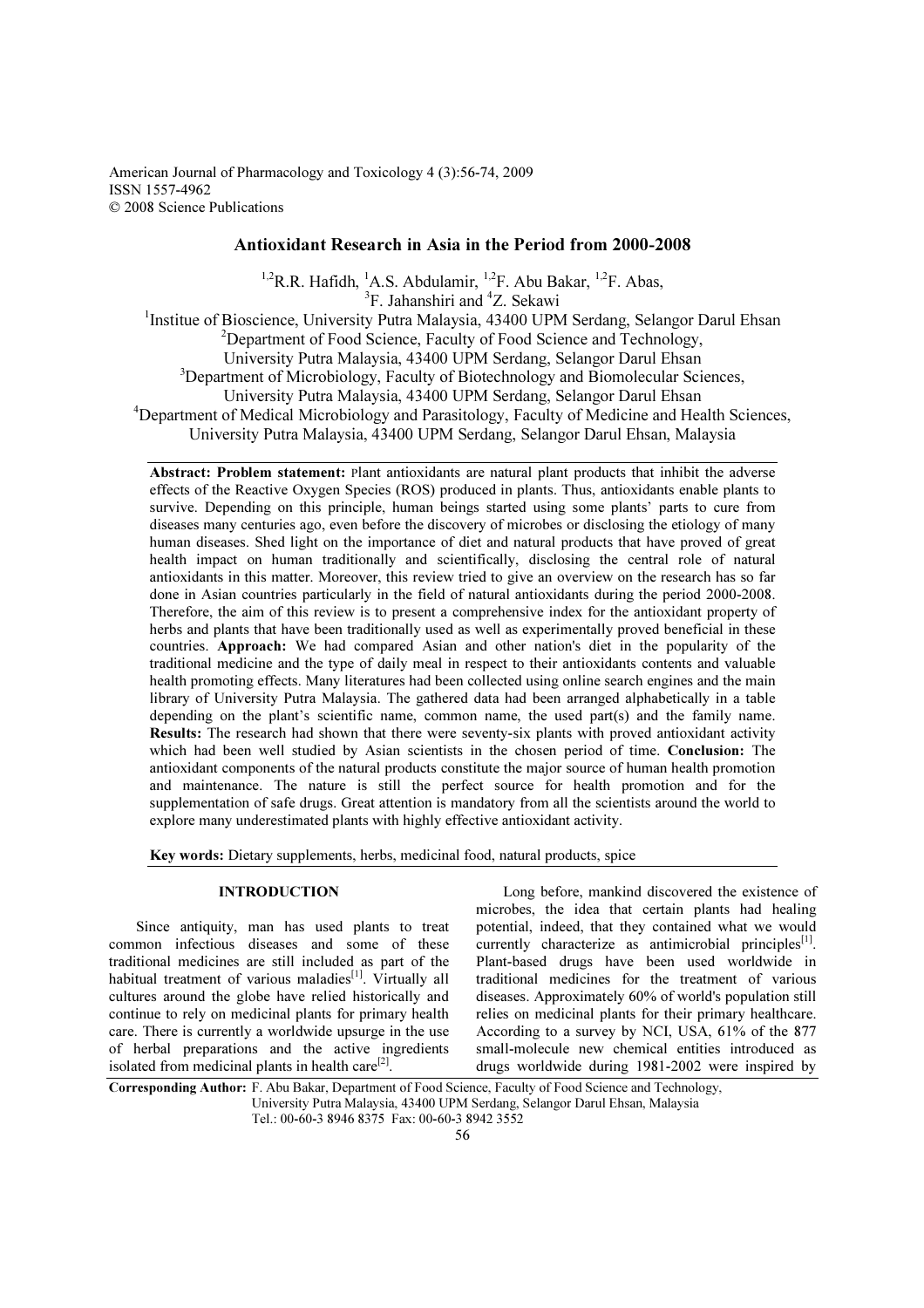American Journal of Pharmacology and Toxicology 4 (3):56-74, 2009
ISSN 1557-4962
© 2008 Science Publications

# Antioxidant Research in Asia in the Period from 2000-2008

[1,2]R.R. Hafidh, [1]A.S. Abdulamir, [1,2]F. Abu Bakar, [1,2]F. Abas, [3]F. Jahanshiri and [4]Z. Sekawi

[1]Institue of Bioscience, University Putra Malaysia, 43400 UPM Serdang, Selangor Darul Ehsan
[2]Department of Food Science, Faculty of Food Science and Technology, University Putra Malaysia, 43400 UPM Serdang, Selangor Darul Ehsan
[3]Department of Microbiology, Faculty of Biotechnology and Biomolecular Sciences, University Putra Malaysia, 43400 UPM Serdang, Selangor Darul Ehsan
[4]Department of Medical Microbiology and Parasitology, Faculty of Medicine and Health Sciences, University Putra Malaysia, 43400 UPM Serdang, Selangor Darul Ehsan, Malaysia

**Abstract: Problem statement:** Plant antioxidants are natural plant products that inhibit the adverse effects of the Reactive Oxygen Species (ROS) produced in plants. Thus, antioxidants enable plants to survive. Depending on this principle, human beings started using some plants' parts to cure from diseases many centuries ago, even before the discovery of microbes or disclosing the etiology of many human diseases. Shed light on the importance of diet and natural products that have proved of great health impact on human traditionally and scientifically, disclosing the central role of natural antioxidants in this matter. Moreover, this review tried to give an overview on the research has so far done in Asian countries particularly in the field of natural antioxidants during the period 2000-2008. Therefore, the aim of this review is to present a comprehensive index for the antioxidant property of herbs and plants that have been traditionally used as well as experimentally proved beneficial in these countries. **Approach:** We had compared Asian and other nation's diet in the popularity of the traditional medicine and the type of daily meal in respect to their antioxidants contents and valuable health promoting effects. Many literatures had been collected using online search engines and the main library of University Putra Malaysia. The gathered data had been arranged alphabetically in a table depending on the plant's scientific name, common name, the used part(s) and the family name. **Results:** The research had shown that there were seventy-six plants with proved antioxidant activity which had been well studied by Asian scientists in the chosen period of time. **Conclusion:** The antioxidant components of the natural products constitute the major source of human health promotion and maintenance. The nature is still the perfect source for health promotion and for the supplementation of safe drugs. Great attention is mandatory from all the scientists around the world to explore many underestimated plants with highly effective antioxidant activity.

**Key words:** Dietary supplements, herbs, medicinal food, natural products, spice

## INTRODUCTION

Since antiquity, man has used plants to treat common infectious diseases and some of these traditional medicines are still included as part of the habitual treatment of various maladies[1]. Virtually all cultures around the globe have relied historically and continue to rely on medicinal plants for primary health care. There is currently a worldwide upsurge in the use of herbal preparations and the active ingredients isolated from medicinal plants in health care[2].

Long before, mankind discovered the existence of microbes, the idea that certain plants had healing potential, indeed, that they contained what we would currently characterize as antimicrobial principles[1]. Plant-based drugs have been used worldwide in traditional medicines for the treatment of various diseases. Approximately 60% of world's population still relies on medicinal plants for their primary healthcare. According to a survey by NCI, USA, 61% of the 877 small-molecule new chemical entities introduced as drugs worldwide during 1981-2002 were inspired by

**Corresponding Author:** F. Abu Bakar, Department of Food Science, Faculty of Food Science and Technology, University Putra Malaysia, 43400 UPM Serdang, Selangor Darul Ehsan, Malaysia Tel.: 00-60-3 8946 8375 Fax: 00-60-3 8942 3552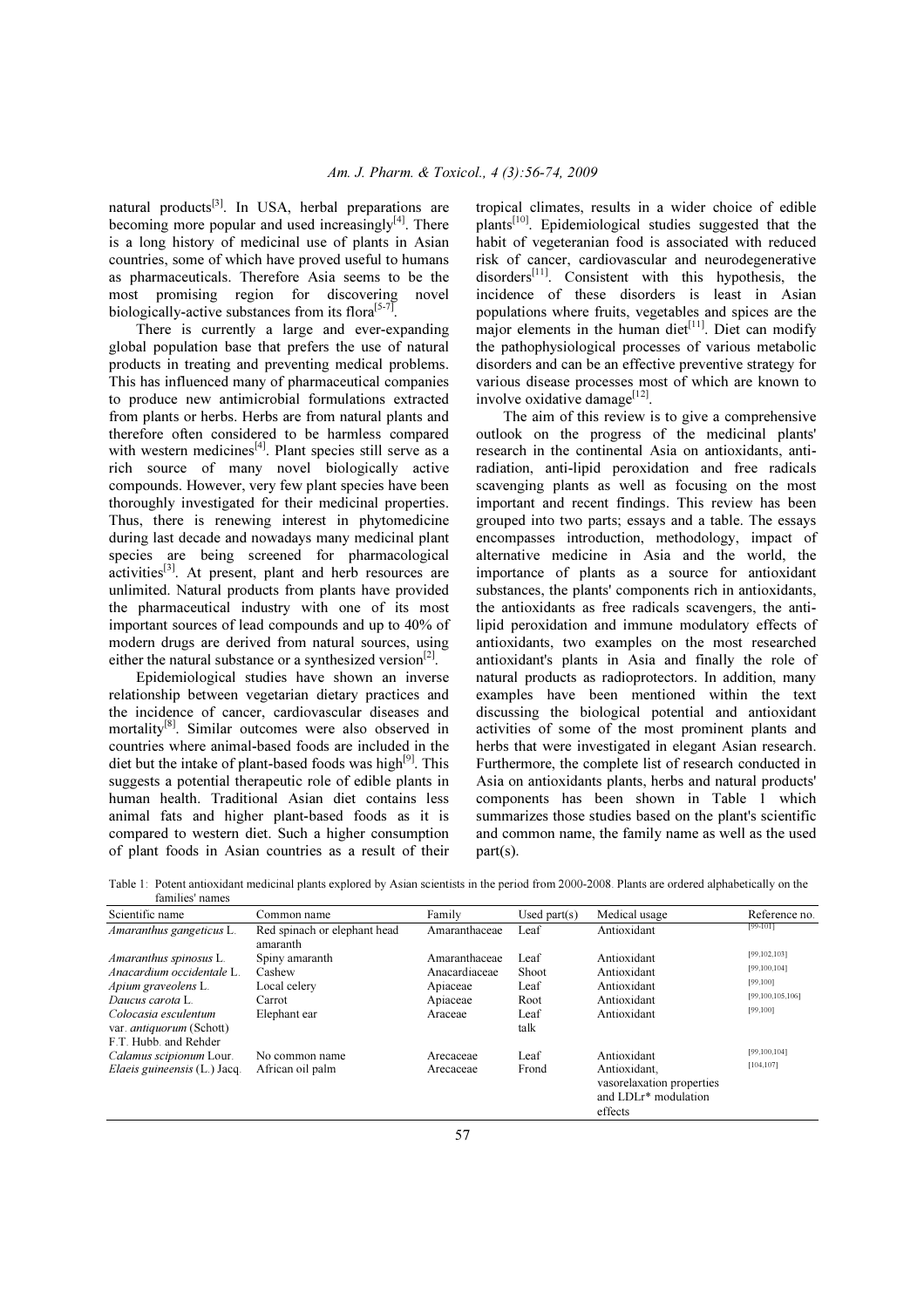natural products[3]. In USA, herbal preparations are becoming more popular and used increasingly[4]. There is a long history of medicinal use of plants in Asian countries, some of which have proved useful to humans as pharmaceuticals. Therefore Asia seems to be the most promising region for discovering novel biologically-active substances from its flora[5-7].

There is currently a large and ever-expanding global population base that prefers the use of natural products in treating and preventing medical problems. This has influenced many of pharmaceutical companies to produce new antimicrobial formulations extracted from plants or herbs. Herbs are from natural plants and therefore often considered to be harmless compared with western medicines[4]. Plant species still serve as a rich source of many novel biologically active compounds. However, very few plant species have been thoroughly investigated for their medicinal properties. Thus, there is renewing interest in phytomedicine during last decade and nowadays many medicinal plant species are being screened for pharmacological activities[3]. At present, plant and herb resources are unlimited. Natural products from plants have provided the pharmaceutical industry with one of its most important sources of lead compounds and up to 40% of modern drugs are derived from natural sources, using either the natural substance or a synthesized version[2].

Epidemiological studies have shown an inverse relationship between vegetarian dietary practices and the incidence of cancer, cardiovascular diseases and mortality[8]. Similar outcomes were also observed in countries where animal-based foods are included in the diet but the intake of plant-based foods was high[9]. This suggests a potential therapeutic role of edible plants in human health. Traditional Asian diet contains less animal fats and higher plant-based foods as it is compared to western diet. Such a higher consumption of plant foods in Asian countries as a result of their tropical climates, results in a wider choice of edible plants[10]. Epidemiological studies suggested that the habit of vegeteranian food is associated with reduced risk of cancer, cardiovascular and neurodegenerative disorders[11]. Consistent with this hypothesis, the incidence of these disorders is least in Asian populations where fruits, vegetables and spices are the major elements in the human diet[11]. Diet can modify the pathophysiological processes of various metabolic disorders and can be an effective preventive strategy for various disease processes most of which are known to involve oxidative damage[12].

The aim of this review is to give a comprehensive outlook on the progress of the medicinal plants' research in the continental Asia on antioxidants, anti-radiation, anti-lipid peroxidation and free radicals scavenging plants as well as focusing on the most important and recent findings. This review has been grouped into two parts; essays and a table. The essays encompasses introduction, methodology, impact of alternative medicine in Asia and the world, the importance of plants as a source for antioxidant substances, the plants' components rich in antioxidants, the antioxidants as free radicals scavengers, the anti-lipid peroxidation and immune modulatory effects of antioxidants, two examples on the most researched antioxidant's plants in Asia and finally the role of natural products as radioprotectors. In addition, many examples have been mentioned within the text discussing the biological potential and antioxidant activities of some of the most prominent plants and herbs that were investigated in elegant Asian research. Furthermore, the complete list of research conducted in Asia on antioxidants plants, herbs and natural products' components has been shown in Table 1 which summarizes those studies based on the plant's scientific and common name, the family name as well as the used part(s).

Table 1: Potent antioxidant medicinal plants explored by Asian scientists in the period from 2000-2008. Plants are ordered alphabetically on the families' names

| Scientific name | Common name | Family | Used part(s) | Medical usage | Reference no. |
|---|---|---|---|---|---|
| *Amaranthus gangeticus* L. | Red spinach or elephant head amaranth | Amaranthaceae | Leaf | Antioxidant | [99-101] |
| *Amaranthus spinosus* L. | Spiny amaranth | Amaranthaceae | Leaf | Antioxidant | [99,102,103] |
| *Anacardium occidentale* L. | Cashew | Anacardiaceae | Shoot | Antioxidant | [99,100,104] |
| *Apium graveolens* L. | Local celery | Apiaceae | Leaf | Antioxidant | [99,100] |
| *Daucus carota* L. | Carrot | Apiaceae | Root | Antioxidant | [99,100,105,106] |
| *Colocasia esculentum* var. *antiquorum* (Schott) F.T. Hubb. and Rehder | Elephant ear | Araceae | Leaf talk | Antioxidant | [99,100] |
| *Calamus scipionum* Lour. | No common name | Arecaceae | Leaf | Antioxidant | [99,100,104] |
| *Elaeis guineensis* (L.) Jacq. | African oil palm | Arecaceae | Frond | Antioxidant, vasorelaxation properties and LDLr* modulation effects | [104,107] |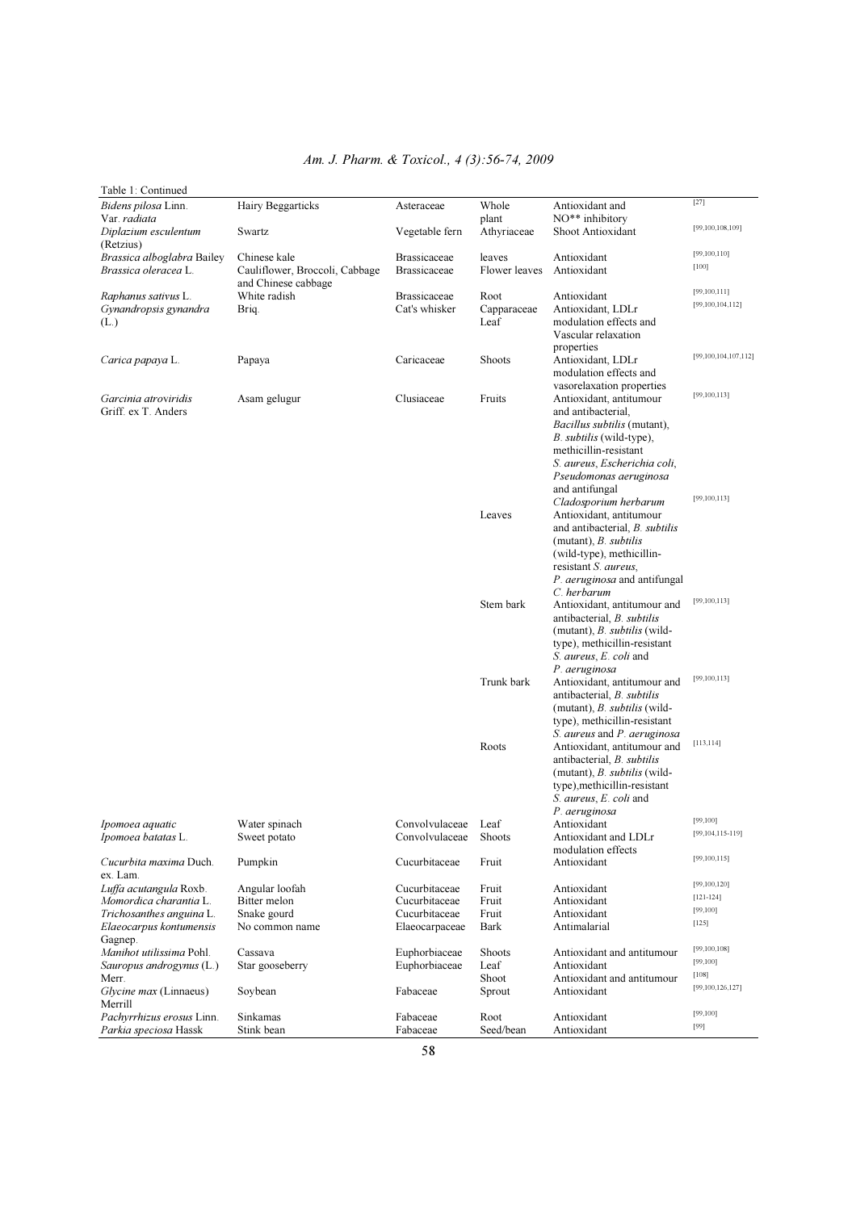Table 1: Continued

| | | | | | |
|---|---|---|---|---|---|
| *Bidens pilosa* Linn. Var. *radiata* | Hairy Beggarticks | Asteraceae | Whole plant | Antioxidant and NO** inhibitory | [27] |
| *Diplazium esculentum* (Retzius) | Swartz | Vegetable fern | Athyriaceae | Shoot Antioxidant | [99,100,108,109] |
| *Brassica alboglabra* Bailey | Chinese kale | Brassicaceae | leaves | Antioxidant | [99,100,110] |
| *Brassica oleracea* L. | Cauliflower, Broccoli, Cabbage and Chinese cabbage | Brassicaceae | Flower leaves | Antioxidant | [100] |
| *Raphanus sativus* L. | White radish | Brassicaceae | Root | Antioxidant | [99,100,111] |
| *Gynandropsis gynandra* (L.) | Briq. | Cat's whisker | Capparaceae Leaf | Antioxidant, LDLr modulation effects and Vascular relaxation properties | [99,100,104,112] |
| *Carica papaya* L. | Papaya | Caricaceae | Shoots | Antioxidant, LDLr modulation effects and vasorelaxation properties | [99,100,104,107,112] |
| *Garcinia atroviridis* Griff. ex T. Anders | Asam gelugur | Clusiaceae | Fruits | Antioxidant, antitumour and antibacterial, *Bacillus subtilis* (mutant), *B. subtilis* (wild-type), methicillin-resistant *S. aureus*, *Escherichia coli*, *Pseudomonas aeruginosa* and antifungal *Cladosporium herbarum* | [99,100,113] |
| | | | Leaves | Antioxidant, antitumour and antibacterial, *B. subtilis* (mutant), *B. subtilis* (wild-type), methicillin-resistant *S. aureus*, *P. aeruginosa* and antifungal *C. herbarum* | [99,100,113] |
| | | | Stem bark | Antioxidant, antitumour and antibacterial, *B. subtilis* (mutant), *B. subtilis* (wild-type), methicillin-resistant *S. aureus*, *E. coli* and *P. aeruginosa* | [99,100,113] |
| | | | Trunk bark | Antioxidant, antitumour and antibacterial, *B. subtilis* (mutant), *B. subtilis* (wild-type), methicillin-resistant *S. aureus* and *P. aeruginosa* | [99,100,113] |
| | | | Roots | Antioxidant, antitumour and antibacterial, *B. subtilis* (mutant), *B. subtilis* (wild-type),methicillin-resistant *S. aureus*, *E. coli* and *P. aeruginosa* | [113,114] |
| *Ipomoea aquatic* | Water spinach | Convolvulaceae | Leaf | Antioxidant | [99,100] |
| *Ipomoea batatas* L. | Sweet potato | Convolvulaceae | Shoots | Antioxidant and LDLr modulation effects | [99,104,115-119] |
| *Cucurbita maxima* Duch. ex. Lam. | Pumpkin | Cucurbitaceae | Fruit | Antioxidant | [99,100,115] |
| *Luffa acutangula* Roxb. | Angular loofah | Cucurbitaceae | Fruit | Antioxidant | [99,100,120] |
| *Momordica charantia* L. | Bitter melon | Cucurbitaceae | Fruit | Antioxidant | [121-124] |
| *Trichosanthes anguina* L. | Snake gourd | Cucurbitaceae | Fruit | Antioxidant | [99,100] |
| *Elaeocarpus kontumensis* Gagnep. | No common name | Elaeocarpaceae | Bark | Antimalarial | [125] |
| *Manihot utilissima* Pohl. | Cassava | Euphorbiaceae | Shoots | Antioxidant and antitumour | [99,100,108] |
| *Sauropus androgynus* (L.) Merr. | Star gooseberry | Euphorbiaceae | Leaf | Antioxidant | [99,100] |
| | | | Shoot | Antioxidant and antitumour | [108] |
| *Glycine max* (Linnaeus) Merrill | Soybean | Fabaceae | Sprout | Antioxidant | [99,100,126,127] |
| *Pachyrrhizus erosus* Linn. | Sinkamas | Fabaceae | Root | Antioxidant | [99,100] |
| *Parkia speciosa* Hassk | Stink bean | Fabaceae | Seed/bean | Antioxidant | [99] |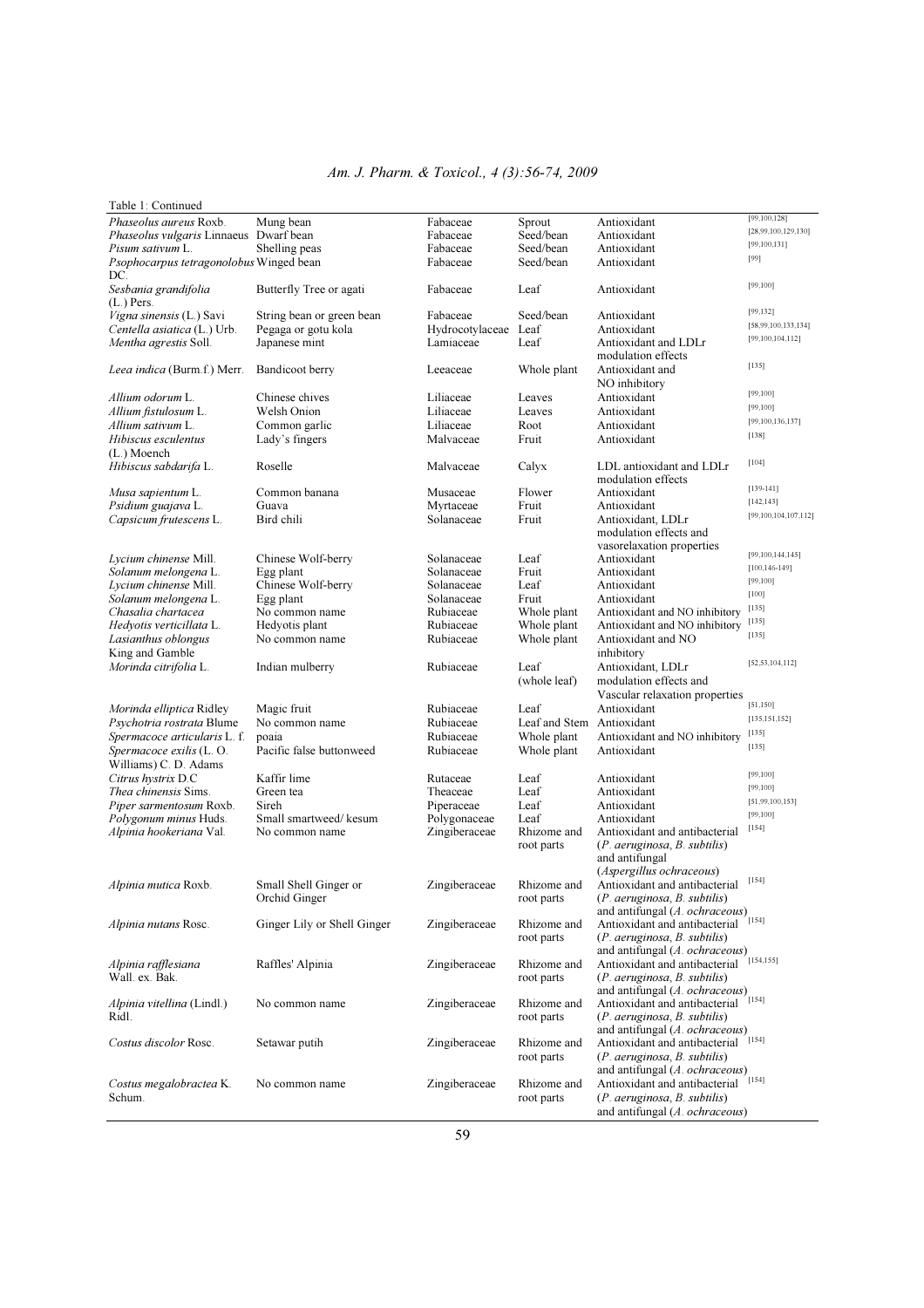Table 1: Continued

| | | | | | |
|---|---|---|---|---|---|
| *Phaseolus aureus* Roxb. | Mung bean | Fabaceae | Sprout | Antioxidant | [99,100,128] |
| *Phaseolus vulgaris* Linnaeus | Dwarf bean | Fabaceae | Seed/bean | Antioxidant | [28,99,100,129,130] |
| *Pisum sativum* L. | Shelling peas | Fabaceae | Seed/bean | Antioxidant | [99,100,131] |
| *Psophocarpus tetragonolobus* DC. | Winged bean | Fabaceae | Seed/bean | Antioxidant | [99] |
| *Sesbania grandifolia* (L.) Pers. | Butterfly Tree or agati | Fabaceae | Leaf | Antioxidant | [99,100] |
| *Vigna sinensis* (L.) Savi | String bean or green bean | Fabaceae | Seed/bean | Antioxidant | [99,132] |
| *Centella asiatica* (L.) Urb. | Pegaga or gotu kola | Hydrocotylaceae | Leaf | Antioxidant | [58,99,100,133,134] |
| *Mentha agrestis* Soll. | Japanese mint | Lamiaceae | Leaf | Antioxidant and LDLr modulation effects | [99,100,104,112] |
| *Leea indica* (Burm.f.) Merr. | Bandicoot berry | Leeaceae | Whole plant | Antioxidant and NO inhibitory | [135] |
| *Allium odorum* L. | Chinese chives | Liliaceae | Leaves | Antioxidant | [99,100] |
| *Allium fistulosum* L. | Welsh Onion | Liliaceae | Leaves | Antioxidant | [99,100] |
| *Allium sativum* L. | Common garlic | Liliaceae | Root | Antioxidant | [99,100,136,137] |
| *Hibiscus esculentus* (L.) Moench | Lady's fingers | Malvaceae | Fruit | Antioxidant | [138] |
| *Hibiscus sabdarifa* L. | Roselle | Malvaceae | Calyx | LDL antioxidant and LDLr modulation effects | [104] |
| *Musa sapientum* L. | Common banana | Musaceae | Flower | Antioxidant | [139-141] |
| *Psidium guajava* L. | Guava | Myrtaceae | Fruit | Antioxidant | [142,143] |
| *Capsicum frutescens* L. | Bird chili | Solanaceae | Fruit | Antioxidant, LDLr modulation effects and vasorelaxation properties | [99,100,104,107,112] |
| *Lycium chinense* Mill. | Chinese Wolf-berry | Solanaceae | Leaf | Antioxidant | [99,100,144,145] |
| *Solanum melongena* L. | Egg plant | Solanaceae | Fruit | Antioxidant | [100,146-149] |
| *Lycium chinense* Mill. | Chinese Wolf-berry | Solanaceae | Leaf | Antioxidant | [99,100] |
| *Solanum melongena* L. | Egg plant | Solanaceae | Fruit | Antioxidant | [100] |
| *Chasalia chartacea* | No common name | Rubiaceae | Whole plant | Antioxidant and NO inhibitory | [135] |
| *Hedyotis verticillata* L. | Hedyotis plant | Rubiaceae | Whole plant | Antioxidant and NO inhibitory | [135] |
| *Lasianthus oblongus* King and Gamble | No common name | Rubiaceae | Whole plant | Antioxidant and NO inhibitory | [135] |
| *Morinda citrifolia* L. | Indian mulberry | Rubiaceae | Leaf (whole leaf) | Antioxidant, LDLr modulation effects and Vascular relaxation properties | [52,53,104,112] |
| *Morinda elliptica* Ridley | Magic fruit | Rubiaceae | Leaf | Antioxidant | [51,150] |
| *Psychotria rostrata* Blume | No common name | Rubiaceae | Leaf and Stem | Antioxidant | [135,151,152] |
| *Spermacoce articularis* L. f. | poaia | Rubiaceae | Whole plant | Antioxidant and NO inhibitory | [135] |
| *Spermacoce exilis* (L. O. Williams) C. D. Adams | Pacific false buttonweed | Rubiaceae | Whole plant | Antioxidant | [135] |
| *Citrus hystrix* D.C | Kaffir lime | Rutaceae | Leaf | Antioxidant | [99,100] |
| *Thea chinensis* Sims. | Green tea | Theaceae | Leaf | Antioxidant | [99,100] |
| *Piper sarmentosum* Roxb. | Sireh | Piperaceae | Leaf | Antioxidant | [51,99,100,153] |
| *Polygonum minus* Huds. | Small smartweed/ kesum | Polygonaceae | Leaf | Antioxidant | [99,100] |
| *Alpinia hookeriana* Val. | No common name | Zingiberaceae | Rhizome and root parts | Antioxidant and antibacterial (*P. aeruginosa*, *B. subtilis*) and antifungal (*Aspergillus ochraceous*) | [154] |
| *Alpinia mutica* Roxb. | Small Shell Ginger or Orchid Ginger | Zingiberaceae | Rhizome and root parts | Antioxidant and antibacterial (*P. aeruginosa*, *B. subtilis*) and antifungal (*A. ochraceous*) | [154] |
| *Alpinia nutans* Rosc. | Ginger Lily or Shell Ginger | Zingiberaceae | Rhizome and root parts | Antioxidant and antibacterial (*P. aeruginosa*, *B. subtilis*) and antifungal (*A. ochraceous*) | [154] |
| *Alpinia rafflesiana* Wall. ex. Bak. | Raffles' Alpinia | Zingiberaceae | Rhizome and root parts | Antioxidant and antibacterial (*P. aeruginosa*, *B. subtilis*) and antifungal (*A. ochraceous*) | [154,155] |
| *Alpinia vitellina* (Lindl.) Ridl. | No common name | Zingiberaceae | Rhizome and root parts | Antioxidant and antibacterial (*P. aeruginosa*, *B. subtilis*) and antifungal (*A. ochraceous*) | [154] |
| *Costus discolor* Rosc. | Setawar putih | Zingiberaceae | Rhizome and root parts | Antioxidant and antibacterial (*P. aeruginosa*, *B. subtilis*) and antifungal (*A. ochraceous*) | [154] |
| *Costus megalobractea* K. Schum. | No common name | Zingiberaceae | Rhizome and root parts | Antioxidant and antibacterial (*P. aeruginosa*, *B. subtilis*) and antifungal (*A. ochraceous*) | [154] |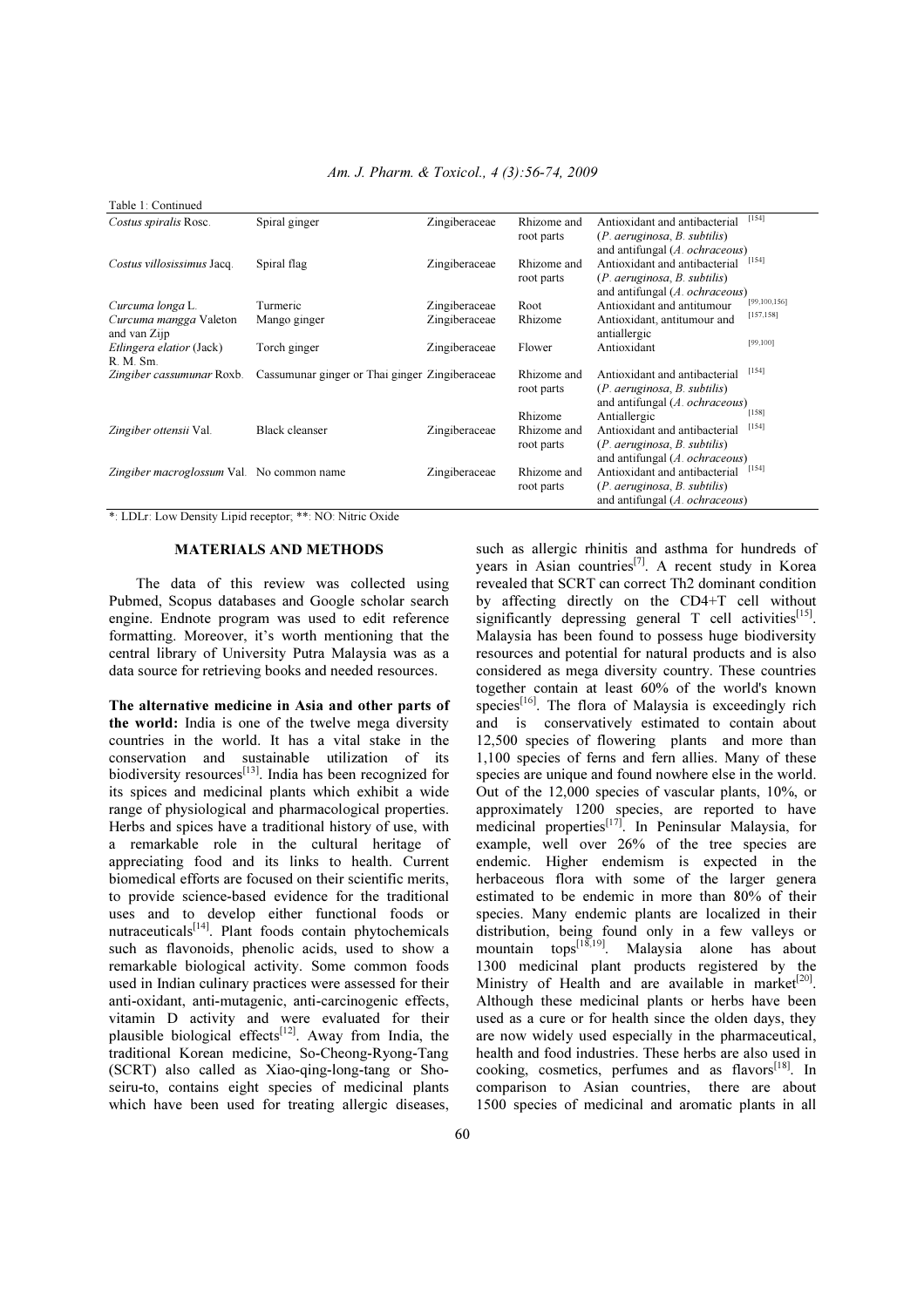Table 1: Continued

| | | | | | |
|---|---|---|---|---|---|
| *Costus spiralis* Rosc. | Spiral ginger | Zingiberaceae | Rhizome and root parts | Antioxidant and antibacterial (*P. aeruginosa*, *B. subtilis*) and antifungal (*A. ochraceous*) | [154] |
| *Costus villosissimus* Jacq. | Spiral flag | Zingiberaceae | Rhizome and root parts | Antioxidant and antibacterial (*P. aeruginosa*, *B. subtilis*) and antifungal (*A. ochraceous*) | [154] |
| *Curcuma longa* L. | Turmeric | Zingiberaceae | Root | Antioxidant and antitumour | [99,100,156] |
| *Curcuma mangga* Valeton and van Zijp | Mango ginger | Zingiberaceae | Rhizome | Antioxidant, antitumour and antiallergic | [157,158] |
| *Etlingera elatior* (Jack) R. M. Sm. | Torch ginger | Zingiberaceae | Flower | Antioxidant | [99,100] |
| *Zingiber cassumunar* Roxb. | Cassumunar ginger or Thai ginger | Zingiberaceae | Rhizome and root parts | Antioxidant and antibacterial (*P. aeruginosa*, *B. subtilis*) and antifungal (*A. ochraceous*) | [154] |
| | | | Rhizome | Antiallergic | [158] |
| *Zingiber ottensii* Val. | Black cleanser | Zingiberaceae | Rhizome and root parts | Antioxidant and antibacterial (*P. aeruginosa*, *B. subtilis*) and antifungal (*A. ochraceous*) | [154] |
| *Zingiber macroglossum* Val. | No common name | Zingiberaceae | Rhizome and root parts | Antioxidant and antibacterial (*P. aeruginosa*, *B. subtilis*) and antifungal (*A. ochraceous*) | [154] |

*: LDLr: Low Density Lipid receptor; **: NO: Nitric Oxide

## MATERIALS AND METHODS

The data of this review was collected using Pubmed, Scopus databases and Google scholar search engine. Endnote program was used to edit reference formatting. Moreover, it's worth mentioning that the central library of University Putra Malaysia was as a data source for retrieving books and needed resources.

**The alternative medicine in Asia and other parts of the world:** India is one of the twelve mega diversity countries in the world. It has a vital stake in the conservation and sustainable utilization of its biodiversity resources[13]. India has been recognized for its spices and medicinal plants which exhibit a wide range of physiological and pharmacological properties. Herbs and spices have a traditional history of use, with a remarkable role in the cultural heritage of appreciating food and its links to health. Current biomedical efforts are focused on their scientific merits, to provide science-based evidence for the traditional uses and to develop either functional foods or nutraceuticals[14]. Plant foods contain phytochemicals such as flavonoids, phenolic acids, used to show a remarkable biological activity. Some common foods used in Indian culinary practices were assessed for their anti-oxidant, anti-mutagenic, anti-carcinogenic effects, vitamin D activity and were evaluated for their plausible biological effects[12]. Away from India, the traditional Korean medicine, So-Cheong-Ryong-Tang (SCRT) also called as Xiao-qing-long-tang or Sho-seiru-to, contains eight species of medicinal plants which have been used for treating allergic diseases, such as allergic rhinitis and asthma for hundreds of years in Asian countries[7]. A recent study in Korea revealed that SCRT can correct Th2 dominant condition by affecting directly on the CD4+T cell without significantly depressing general T cell activities[15]. Malaysia has been found to possess huge biodiversity resources and potential for natural products and is also considered as mega diversity country. These countries together contain at least 60% of the world's known species[16]. The flora of Malaysia is exceedingly rich and is conservatively estimated to contain about 12,500 species of flowering plants and more than 1,100 species of ferns and fern allies. Many of these species are unique and found nowhere else in the world. Out of the 12,000 species of vascular plants, 10%, or approximately 1200 species, are reported to have medicinal properties[17]. In Peninsular Malaysia, for example, well over 26% of the tree species are endemic. Higher endemism is expected in the herbaceous flora with some of the larger genera estimated to be endemic in more than 80% of their species. Many endemic plants are localized in their distribution, being found only in a few valleys or mountain tops[18,19]. Malaysia alone has about 1300 medicinal plant products registered by the Ministry of Health and are available in market[20]. Although these medicinal plants or herbs have been used as a cure or for health since the olden days, they are now widely used especially in the pharmaceutical, health and food industries. These herbs are also used in cooking, cosmetics, perfumes and as flavors[18]. In comparison to Asian countries, there are about 1500 species of medicinal and aromatic plants in all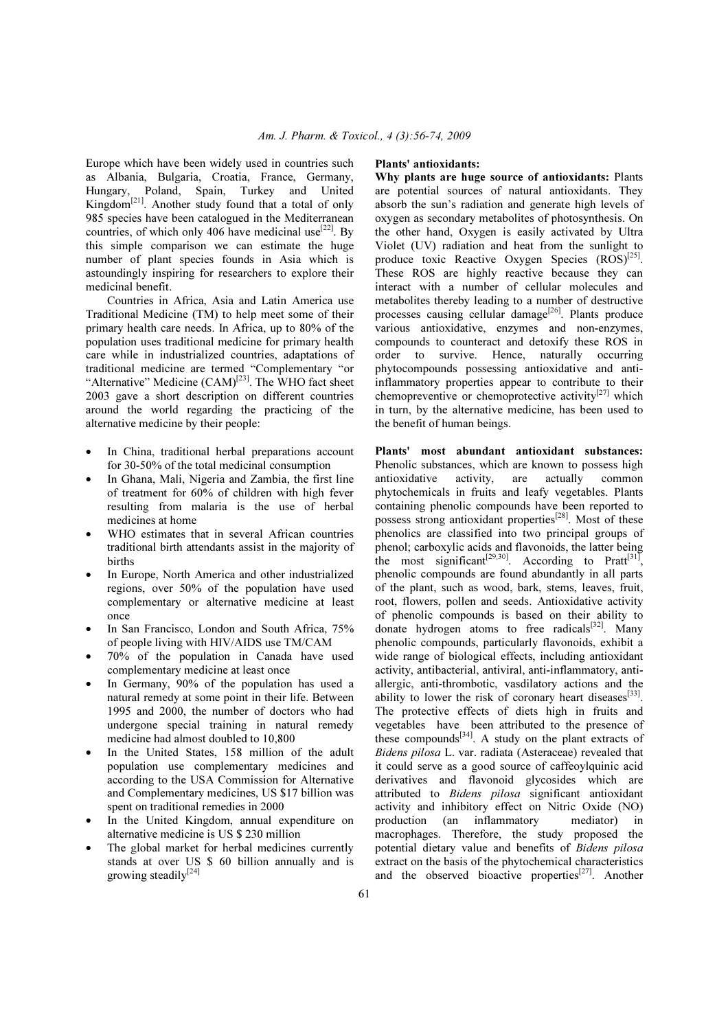Europe which have been widely used in countries such as Albania, Bulgaria, Croatia, France, Germany, Hungary, Poland, Spain, Turkey and United Kingdom[21]. Another study found that a total of only 985 species have been catalogued in the Mediterranean countries, of which only 406 have medicinal use[22]. By this simple comparison we can estimate the huge number of plant species founds in Asia which is astoundingly inspiring for researchers to explore their medicinal benefit.

Countries in Africa, Asia and Latin America use Traditional Medicine (TM) to help meet some of their primary health care needs. In Africa, up to 80% of the population uses traditional medicine for primary health care while in industrialized countries, adaptations of traditional medicine are termed "Complementary "or "Alternative" Medicine (CAM)[23]. The WHO fact sheet 2003 gave a short description on different countries around the world regarding the practicing of the alternative medicine by their people:

- In China, traditional herbal preparations account for 30-50% of the total medicinal consumption
- In Ghana, Mali, Nigeria and Zambia, the first line of treatment for 60% of children with high fever resulting from malaria is the use of herbal medicines at home
- WHO estimates that in several African countries traditional birth attendants assist in the majority of births
- In Europe, North America and other industrialized regions, over 50% of the population have used complementary or alternative medicine at least once
- In San Francisco, London and South Africa, 75% of people living with HIV/AIDS use TM/CAM
- 70% of the population in Canada have used complementary medicine at least once
- In Germany, 90% of the population has used a natural remedy at some point in their life. Between 1995 and 2000, the number of doctors who had undergone special training in natural remedy medicine had almost doubled to 10,800
- In the United States, 158 million of the adult population use complementary medicines and according to the USA Commission for Alternative and Complementary medicines, US $17 billion was spent on traditional remedies in 2000
- In the United Kingdom, annual expenditure on alternative medicine is US $ 230 million
- The global market for herbal medicines currently stands at over US $ 60 billion annually and is growing steadily[24]

**Plants' antioxidants:**

**Why plants are huge source of antioxidants:** Plants are potential sources of natural antioxidants. They absorb the sun's radiation and generate high levels of oxygen as secondary metabolites of photosynthesis. On the other hand, Oxygen is easily activated by Ultra Violet (UV) radiation and heat from the sunlight to produce toxic Reactive Oxygen Species (ROS)[25]. These ROS are highly reactive because they can interact with a number of cellular molecules and metabolites thereby leading to a number of destructive processes causing cellular damage[26]. Plants produce various antioxidative, enzymes and non-enzymes, compounds to counteract and detoxify these ROS in order to survive. Hence, naturally occurring phytocompounds possessing antioxidative and anti-inflammatory properties appear to contribute to their chemopreventive or chemoprotective activity[27] which in turn, by the alternative medicine, has been used to the benefit of human beings.

**Plants' most abundant antioxidant substances:** Phenolic substances, which are known to possess high antioxidative activity, are actually common phytochemicals in fruits and leafy vegetables. Plants containing phenolic compounds have been reported to possess strong antioxidant properties[28]. Most of these phenolics are classified into two principal groups of phenol; carboxylic acids and flavonoids, the latter being the most significant[29,30]. According to Pratt[31], phenolic compounds are found abundantly in all parts of the plant, such as wood, bark, stems, leaves, fruit, root, flowers, pollen and seeds. Antioxidative activity of phenolic compounds is based on their ability to donate hydrogen atoms to free radicals[32]. Many phenolic compounds, particularly flavonoids, exhibit a wide range of biological effects, including antioxidant activity, antibacterial, antiviral, anti-inflammatory, anti-allergic, anti-thrombotic, vasdilatory actions and the ability to lower the risk of coronary heart diseases[33]. The protective effects of diets high in fruits and vegetables have been attributed to the presence of these compounds[34]. A study on the plant extracts of *Bidens pilosa* L. var. radiata (Asteraceae) revealed that it could serve as a good source of caffeoylquinic acid derivatives and flavonoid glycosides which are attributed to *Bidens pilosa* significant antioxidant activity and inhibitory effect on Nitric Oxide (NO) production (an inflammatory mediator) in macrophages. Therefore, the study proposed the potential dietary value and benefits of *Bidens pilosa* extract on the basis of the phytochemical characteristics and the observed bioactive properties[27]. Another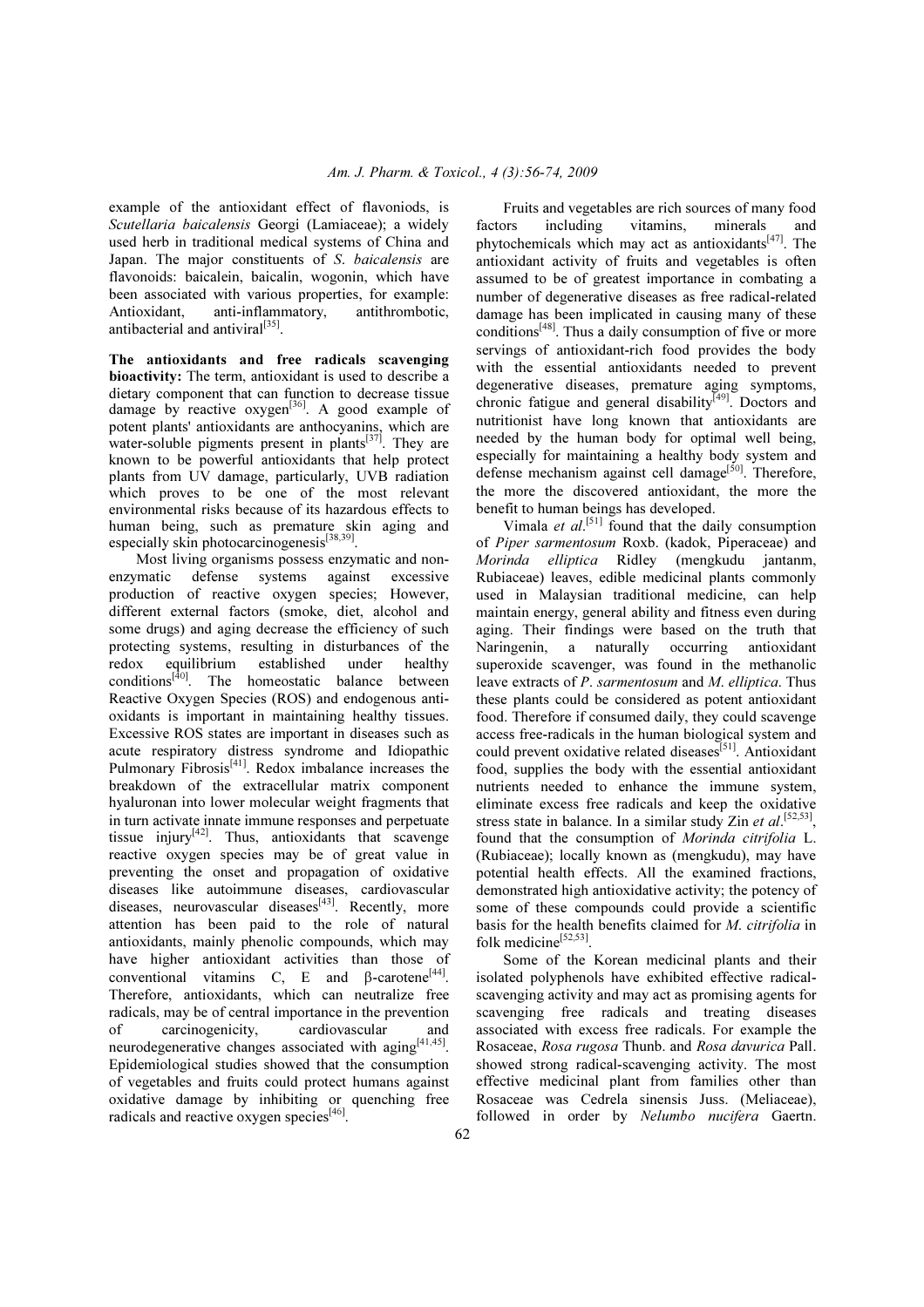example of the antioxidant effect of flavoniods, is *Scutellaria baicalensis* Georgi (Lamiaceae); a widely used herb in traditional medical systems of China and Japan. The major constituents of *S. baicalensis* are flavonoids: baicalein, baicalin, wogonin, which have been associated with various properties, for example: Antioxidant, anti-inflammatory, antithrombotic, antibacterial and antiviral[35].

**The antioxidants and free radicals scavenging bioactivity:** The term, antioxidant is used to describe a dietary component that can function to decrease tissue damage by reactive oxygen[36]. A good example of potent plants' antioxidants are anthocyanins, which are water-soluble pigments present in plants[37]. They are known to be powerful antioxidants that help protect plants from UV damage, particularly, UVB radiation which proves to be one of the most relevant environmental risks because of its hazardous effects to human being, such as premature skin aging and especially skin photocarcinogenesis[38,39].

Most living organisms possess enzymatic and non-enzymatic defense systems against excessive production of reactive oxygen species; However, different external factors (smoke, diet, alcohol and some drugs) and aging decrease the efficiency of such protecting systems, resulting in disturbances of the redox equilibrium established under healthy conditions[40]. The homeostatic balance between Reactive Oxygen Species (ROS) and endogenous anti-oxidants is important in maintaining healthy tissues. Excessive ROS states are important in diseases such as acute respiratory distress syndrome and Idiopathic Pulmonary Fibrosis[41]. Redox imbalance increases the breakdown of the extracellular matrix component hyaluronan into lower molecular weight fragments that in turn activate innate immune responses and perpetuate tissue injury[42]. Thus, antioxidants that scavenge reactive oxygen species may be of great value in preventing the onset and propagation of oxidative diseases like autoimmune diseases, cardiovascular diseases, neurovascular diseases[43]. Recently, more attention has been paid to the role of natural antioxidants, mainly phenolic compounds, which may have higher antioxidant activities than those of conventional vitamins C, E and $\beta$-carotene[44]. Therefore, antioxidants, which can neutralize free radicals, may be of central importance in the prevention of carcinogenicity, cardiovascular and neurodegenerative changes associated with aging[41,45]. Epidemiological studies showed that the consumption of vegetables and fruits could protect humans against oxidative damage by inhibiting or quenching free radicals and reactive oxygen species[46].

Fruits and vegetables are rich sources of many food factors including vitamins, minerals and phytochemicals which may act as antioxidants[47]. The antioxidant activity of fruits and vegetables is often assumed to be of greatest importance in combating a number of degenerative diseases as free radical-related damage has been implicated in causing many of these conditions[48]. Thus a daily consumption of five or more servings of antioxidant-rich food provides the body with the essential antioxidants needed to prevent degenerative diseases, premature aging symptoms, chronic fatigue and general disability[49]. Doctors and nutritionist have long known that antioxidants are needed by the human body for optimal well being, especially for maintaining a healthy body system and defense mechanism against cell damage[50]. Therefore, the more the discovered antioxidant, the more the benefit to human beings has developed.

Vimala *et al*.[51] found that the daily consumption of *Piper sarmentosum* Roxb. (kadok, Piperaceae) and *Morinda elliptica* Ridley (mengkudu jantanm, Rubiaceae) leaves, edible medicinal plants commonly used in Malaysian traditional medicine, can help maintain energy, general ability and fitness even during aging. Their findings were based on the truth that Naringenin, a naturally occurring antioxidant superoxide scavenger, was found in the methanolic leave extracts of *P. sarmentosum* and *M. elliptica*. Thus these plants could be considered as potent antioxidant food. Therefore if consumed daily, they could scavenge access free-radicals in the human biological system and could prevent oxidative related diseases[51]. Antioxidant food, supplies the body with the essential antioxidant nutrients needed to enhance the immune system, eliminate excess free radicals and keep the oxidative stress state in balance. In a similar study Zin *et al*.[52,53], found that the consumption of *Morinda citrifolia* L. (Rubiaceae); locally known as (mengkudu), may have potential health effects. All the examined fractions, demonstrated high antioxidative activity; the potency of some of these compounds could provide a scientific basis for the health benefits claimed for *M. citrifolia* in folk medicine[52,53].

Some of the Korean medicinal plants and their isolated polyphenols have exhibited effective radical-scavenging activity and may act as promising agents for scavenging free radicals and treating diseases associated with excess free radicals. For example the Rosaceae, *Rosa rugosa* Thunb. and *Rosa davurica* Pall. showed strong radical-scavenging activity. The most effective medicinal plant from families other than Rosaceae was Cedrela sinensis Juss. (Meliaceae), followed in order by *Nelumbo nucifera* Gaertn.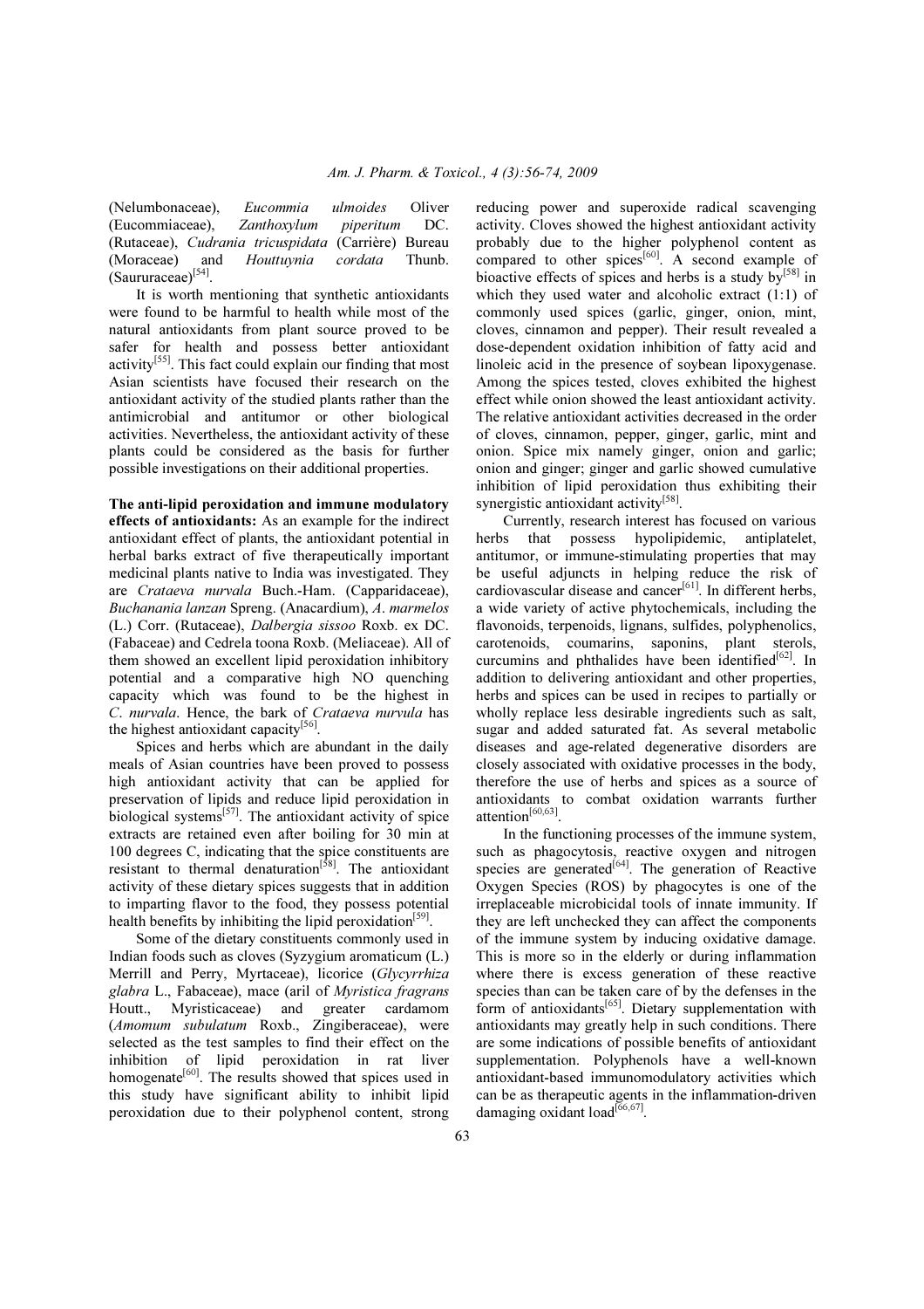(Nelumbonaceae), *Eucommia ulmoides* Oliver (Eucommiaceae), *Zanthoxylum piperitum* DC. (Rutaceae), *Cudrania tricuspidata* (Carrière) Bureau (Moraceae) and *Houttuynia cordata* Thunb. (Saururaceae)[54].

It is worth mentioning that synthetic antioxidants were found to be harmful to health while most of the natural antioxidants from plant source proved to be safer for health and possess better antioxidant activity[55]. This fact could explain our finding that most Asian scientists have focused their research on the antioxidant activity of the studied plants rather than the antimicrobial and antitumor or other biological activities. Nevertheless, the antioxidant activity of these plants could be considered as the basis for further possible investigations on their additional properties.

**The anti-lipid peroxidation and immune modulatory effects of antioxidants:** As an example for the indirect antioxidant effect of plants, the antioxidant potential in herbal barks extract of five therapeutically important medicinal plants native to India was investigated. They are *Crataeva nurvala* Buch.-Ham. (Capparidaceae), *Buchanania lanzan* Spreng. (Anacardium), *A. marmelos* (L.) Corr. (Rutaceae), *Dalbergia sissoo* Roxb. ex DC. (Fabaceae) and Cedrela toona Roxb. (Meliaceae). All of them showed an excellent lipid peroxidation inhibitory potential and a comparative high NO quenching capacity which was found to be the highest in *C. nurvala*. Hence, the bark of *Crataeva nurvula* has the highest antioxidant capacity[56].

Spices and herbs which are abundant in the daily meals of Asian countries have been proved to possess high antioxidant activity that can be applied for preservation of lipids and reduce lipid peroxidation in biological systems[57]. The antioxidant activity of spice extracts are retained even after boiling for 30 min at 100 degrees C, indicating that the spice constituents are resistant to thermal denaturation[58]. The antioxidant activity of these dietary spices suggests that in addition to imparting flavor to the food, they possess potential health benefits by inhibiting the lipid peroxidation[59].

Some of the dietary constituents commonly used in Indian foods such as cloves (Syzygium aromaticum (L.) Merrill and Perry, Myrtaceae), licorice (*Glycyrrhiza glabra* L., Fabaceae), mace (aril of *Myristica fragrans* Houtt., Myristicaceae) and greater cardamom (*Amomum subulatum* Roxb., Zingiberaceae), were selected as the test samples to find their effect on the inhibition of lipid peroxidation in rat liver homogenate[60]. The results showed that spices used in this study have significant ability to inhibit lipid peroxidation due to their polyphenol content, strong reducing power and superoxide radical scavenging activity. Cloves showed the highest antioxidant activity probably due to the higher polyphenol content as compared to other spices[60]. A second example of bioactive effects of spices and herbs is a study by[58] in which they used water and alcoholic extract (1:1) of commonly used spices (garlic, ginger, onion, mint, cloves, cinnamon and pepper). Their result revealed a dose-dependent oxidation inhibition of fatty acid and linoleic acid in the presence of soybean lipoxygenase. Among the spices tested, cloves exhibited the highest effect while onion showed the least antioxidant activity. The relative antioxidant activities decreased in the order of cloves, cinnamon, pepper, ginger, garlic, mint and onion. Spice mix namely ginger, onion and garlic; onion and ginger; ginger and garlic showed cumulative inhibition of lipid peroxidation thus exhibiting their synergistic antioxidant activity[58].

Currently, research interest has focused on various herbs that possess hypolipidemic, antiplatelet, antitumor, or immune-stimulating properties that may be useful adjuncts in helping reduce the risk of cardiovascular disease and cancer[61]. In different herbs, a wide variety of active phytochemicals, including the flavonoids, terpenoids, lignans, sulfides, polyphenolics, carotenoids, coumarins, saponins, plant sterols, curcumins and phthalides have been identified[62]. In addition to delivering antioxidant and other properties, herbs and spices can be used in recipes to partially or wholly replace less desirable ingredients such as salt, sugar and added saturated fat. As several metabolic diseases and age-related degenerative disorders are closely associated with oxidative processes in the body, therefore the use of herbs and spices as a source of antioxidants to combat oxidation warrants further attention[60,63].

In the functioning processes of the immune system, such as phagocytosis, reactive oxygen and nitrogen species are generated[64]. The generation of Reactive Oxygen Species (ROS) by phagocytes is one of the irreplaceable microbicidal tools of innate immunity. If they are left unchecked they can affect the components of the immune system by inducing oxidative damage. This is more so in the elderly or during inflammation where there is excess generation of these reactive species than can be taken care of by the defenses in the form of antioxidants[65]. Dietary supplementation with antioxidants may greatly help in such conditions. There are some indications of possible benefits of antioxidant supplementation. Polyphenols have a well-known antioxidant-based immunomodulatory activities which can be as therapeutic agents in the inflammation-driven damaging oxidant load[66,67].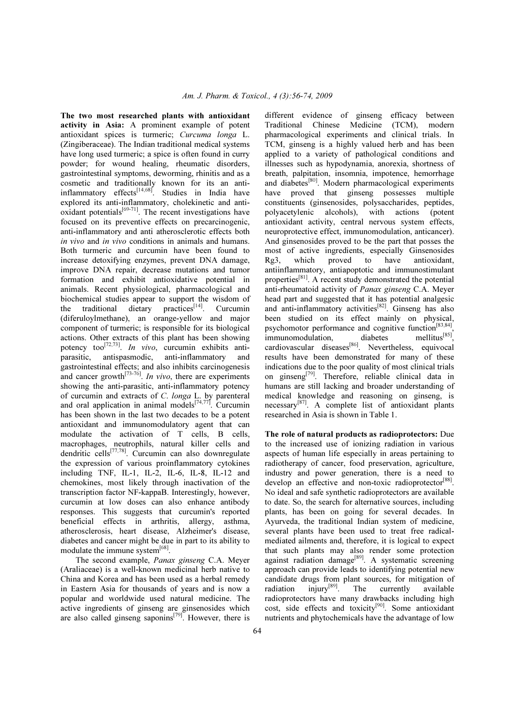**The two most researched plants with antioxidant activity in Asia:** A prominent example of potent antioxidant spices is turmeric; *Curcuma longa* L. (Zingiberaceae). The Indian traditional medical systems have long used turmeric; a spice is often found in curry powder; for wound healing, rheumatic disorders, gastrointestinal symptoms, deworming, rhinitis and as a cosmetic and traditionally known for its an anti-inflammatory effects[14,68]. Studies in India have explored its anti-inflammatory, cholekinetic and anti-oxidant potentials[69-71]. The recent investigations have focused on its preventive effects on precarcinogenic, anti-inflammatory and anti atherosclerotic effects both *in vivo* and *in vivo* conditions in animals and humans. Both turmeric and curcumin have been found to increase detoxifying enzymes, prevent DNA damage, improve DNA repair, decrease mutations and tumor formation and exhibit antioxidative potential in animals. Recent physiological, pharmacological and biochemical studies appear to support the wisdom of the traditional dietary practices[14]. Curcumin (diferuloylmethane), an orange-yellow and major component of turmeric; is responsible for its biological actions. Other extracts of this plant has been showing potency too[72,73]. *In vivo*, curcumin exhibits anti-parasitic, antispasmodic, anti-inflammatory and gastrointestinal effects; and also inhibits carcinogenesis and cancer growth[73-76]. *In vivo*, there are experiments showing the anti-parasitic, anti-inflammatory potency of curcumin and extracts of *C. longa* L. by parenteral and oral application in animal models[74,77]. Curcumin has been shown in the last two decades to be a potent antioxidant and immunomodulatory agent that can modulate the activation of T cells, B cells, macrophages, neutrophils, natural killer cells and dendritic cells[77,78]. Curcumin can also downregulate the expression of various proinflammatory cytokines including TNF, IL-1, IL-2, IL-6, IL-8, IL-12 and chemokines, most likely through inactivation of the transcription factor NF-kappaB. Interestingly, however, curcumin at low doses can also enhance antibody responses. This suggests that curcumin's reported beneficial effects in arthritis, allergy, asthma, atherosclerosis, heart disease, Alzheimer's disease, diabetes and cancer might be due in part to its ability to modulate the immune system[68].

The second example, *Panax ginseng* C.A. Meyer (Araliaceae) is a well-known medicinal herb native to China and Korea and has been used as a herbal remedy in Eastern Asia for thousands of years and is now a popular and worldwide used natural medicine. The active ingredients of ginseng are ginsenosides which are also called ginseng saponins[79]. However, there is different evidence of ginseng efficacy between Traditional Chinese Medicine (TCM), modern pharmacological experiments and clinical trials. In TCM, ginseng is a highly valued herb and has been applied to a variety of pathological conditions and illnesses such as hypodynamia, anorexia, shortness of breath, palpitation, insomnia, impotence, hemorrhage and diabetes[80]. Modern pharmacological experiments have proved that ginseng possesses multiple constituents (ginsenosides, polysaccharides, peptides, polyacetylenic alcohols), with actions (potent antioxidant activity, central nervous system effects, neuroprotective effect, immunomodulation, anticancer). And ginsenosides proved to be the part that posses the most of active ingredients, especially Ginsenosides Rg3, which proved to have antioxidant, antiinflammatory, antiapoptotic and immunostimulant properties[81]. A recent study demonstrated the potential anti-rheumatoid activity of *Panax ginseng* C.A. Meyer head part and suggested that it has potential analgesic and anti-inflammatory activities[82]. Ginseng has also been studied on its effect mainly on physical, psychomotor performance and cognitive function[83,84], immunomodulation, diabetes mellitus[85], cardiovascular diseases[86]. Nevertheless, equivocal results have been demonstrated for many of these indications due to the poor quality of most clinical trials on ginseng[79]. Therefore, reliable clinical data in humans are still lacking and broader understanding of medical knowledge and reasoning on ginseng, is necessary[87]. A complete list of antioxidant plants researched in Asia is shown in Table 1.

**The role of natural products as radioprotectors:** Due to the increased use of ionizing radiation in various aspects of human life especially in areas pertaining to radiotherapy of cancer, food preservation, agriculture, industry and power generation, there is a need to develop an effective and non-toxic radioprotector[88]. No ideal and safe synthetic radioprotectors are available to date. So, the search for alternative sources, including plants, has been on going for several decades. In Ayurveda, the traditional Indian system of medicine, several plants have been used to treat free radical-mediated ailments and, therefore, it is logical to expect that such plants may also render some protection against radiation damage[89]. A systematic screening approach can provide leads to identifying potential new candidate drugs from plant sources, for mitigation of radiation injury[89]. The currently available radioprotectors have many drawbacks including high cost, side effects and toxicity[90]. Some antioxidant nutrients and phytochemicals have the advantage of low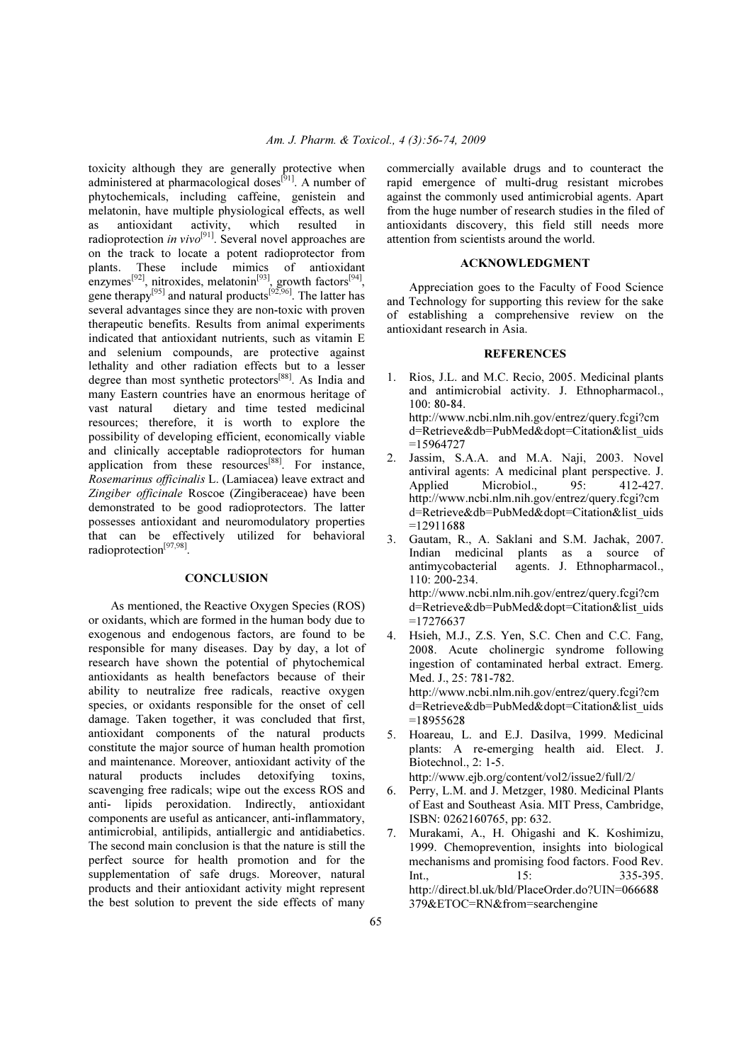toxicity although they are generally protective when administered at pharmacological doses[91]. A number of phytochemicals, including caffeine, genistein and melatonin, have multiple physiological effects, as well as antioxidant activity, which resulted in radioprotection *in vivo*[91]. Several novel approaches are on the track to locate a potent radioprotector from plants. These include mimics of antioxidant enzymes[92], nitroxides, melatonin[93], growth factors[94], gene therapy[95] and natural products[92,96]. The latter has several advantages since they are non-toxic with proven therapeutic benefits. Results from animal experiments indicated that antioxidant nutrients, such as vitamin E and selenium compounds, are protective against lethality and other radiation effects but to a lesser degree than most synthetic protectors[88]. As India and many Eastern countries have an enormous heritage of vast natural dietary and time tested medicinal resources; therefore, it is worth to explore the possibility of developing efficient, economically viable and clinically acceptable radioprotectors for human application from these resources[88]. For instance, *Rosemarinus officinalis* L. (Lamiacea) leave extract and *Zingiber officinale* Roscoe (Zingiberaceae) have been demonstrated to be good radioprotectors. The latter possesses antioxidant and neuromodulatory properties that can be effectively utilized for behavioral radioprotection[97,98].

## CONCLUSION

As mentioned, the Reactive Oxygen Species (ROS) or oxidants, which are formed in the human body due to exogenous and endogenous factors, are found to be responsible for many diseases. Day by day, a lot of research have shown the potential of phytochemical antioxidants as health benefactors because of their ability to neutralize free radicals, reactive oxygen species, or oxidants responsible for the onset of cell damage. Taken together, it was concluded that first, antioxidant components of the natural products constitute the major source of human health promotion and maintenance. Moreover, antioxidant activity of the natural products includes detoxifying toxins, scavenging free radicals; wipe out the excess ROS and anti- lipids peroxidation. Indirectly, antioxidant components are useful as anticancer, anti-inflammatory, antimicrobial, antilipids, antiallergic and antidiabetics. The second main conclusion is that the nature is still the perfect source for health promotion and for the supplementation of safe drugs. Moreover, natural products and their antioxidant activity might represent the best solution to prevent the side effects of many commercially available drugs and to counteract the rapid emergence of multi-drug resistant microbes against the commonly used antimicrobial agents. Apart from the huge number of research studies in the filed of antioxidants discovery, this field still needs more attention from scientists around the world.

## ACKNOWLEDGMENT

Appreciation goes to the Faculty of Food Science and Technology for supporting this review for the sake of establishing a comprehensive review on the antioxidant research in Asia.

## REFERENCES

1. Rios, J.L. and M.C. Recio, 2005. Medicinal plants and antimicrobial activity. J. Ethnopharmacol., 100: 80-84. http://www.ncbi.nlm.nih.gov/entrez/query.fcgi?cmd=Retrieve&db=PubMed&dopt=Citation&list_uids=15964727
2. Jassim, S.A.A. and M.A. Naji, 2003. Novel antiviral agents: A medicinal plant perspective. J. Applied Microbiol., 95: 412-427. http://www.ncbi.nlm.nih.gov/entrez/query.fcgi?cmd=Retrieve&db=PubMed&dopt=Citation&list_uids=12911688
3. Gautam, R., A. Saklani and S.M. Jachak, 2007. Indian medicinal plants as a source of antimycobacterial agents. J. Ethnopharmacol., 110: 200-234. http://www.ncbi.nlm.nih.gov/entrez/query.fcgi?cmd=Retrieve&db=PubMed&dopt=Citation&list_uids=17276637
4. Hsieh, M.J., Z.S. Yen, S.C. Chen and C.C. Fang, 2008. Acute cholinergic syndrome following ingestion of contaminated herbal extract. Emerg. Med. J., 25: 781-782. http://www.ncbi.nlm.nih.gov/entrez/query.fcgi?cmd=Retrieve&db=PubMed&dopt=Citation&list_uids=18955628
5. Hoareau, L. and E.J. Dasilva, 1999. Medicinal plants: A re-emerging health aid. Elect. J. Biotechnol., 2: 1-5. http://www.ejb.org/content/vol2/issue2/full/2/
6. Perry, L.M. and J. Metzger, 1980. Medicinal Plants of East and Southeast Asia. MIT Press, Cambridge, ISBN: 0262160765, pp: 632.
7. Murakami, A., H. Ohigashi and K. Koshimizu, 1999. Chemoprevention, insights into biological mechanisms and promising food factors. Food Rev. Int., 15: 335-395. http://direct.bl.uk/bld/PlaceOrder.do?UIN=066688379&ETOC=RN&from=searchengine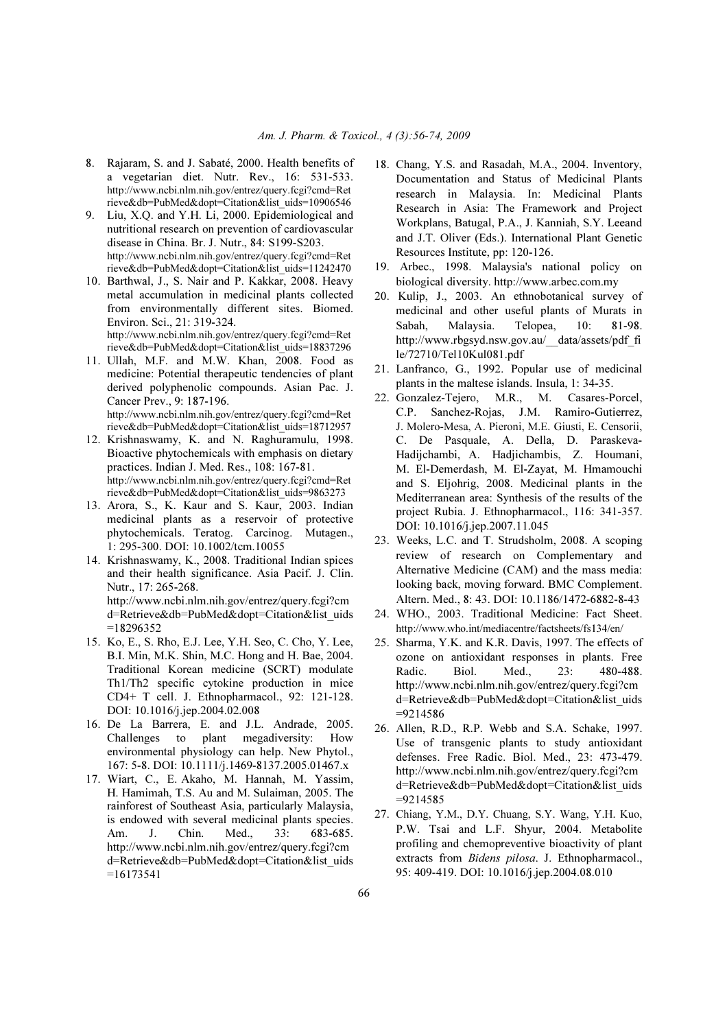8. Rajaram, S. and J. Sabaté, 2000. Health benefits of a vegetarian diet. Nutr. Rev., 16: 531-533. http://www.ncbi.nlm.nih.gov/entrez/query.fcgi?cmd=Retrieve&db=PubMed&dopt=Citation&list_uids=10906546
9. Liu, X.Q. and Y.H. Li, 2000. Epidemiological and nutritional research on prevention of cardiovascular disease in China. Br. J. Nutr., 84: S199-S203. http://www.ncbi.nlm.nih.gov/entrez/query.fcgi?cmd=Retrieve&db=PubMed&dopt=Citation&list_uids=11242470
10. Barthwal, J., S. Nair and P. Kakkar, 2008. Heavy metal accumulation in medicinal plants collected from environmentally different sites. Biomed. Environ. Sci., 21: 319-324. http://www.ncbi.nlm.nih.gov/entrez/query.fcgi?cmd=Retrieve&db=PubMed&dopt=Citation&list_uids=18837296
11. Ullah, M.F. and M.W. Khan, 2008. Food as medicine: Potential therapeutic tendencies of plant derived polyphenolic compounds. Asian Pac. J. Cancer Prev., 9: 187-196. http://www.ncbi.nlm.nih.gov/entrez/query.fcgi?cmd=Retrieve&db=PubMed&dopt=Citation&list_uids=18712957
12. Krishnaswamy, K. and N. Raghuramulu, 1998. Bioactive phytochemicals with emphasis on dietary practices. Indian J. Med. Res., 108: 167-81. http://www.ncbi.nlm.nih.gov/entrez/query.fcgi?cmd=Retrieve&db=PubMed&dopt=Citation&list_uids=9863273
13. Arora, S., K. Kaur and S. Kaur, 2003. Indian medicinal plants as a reservoir of protective phytochemicals. Teratog. Carcinog. Mutagen., 1: 295-300. DOI: 10.1002/tcm.10055
14. Krishnaswamy, K., 2008. Traditional Indian spices and their health significance. Asia Pacif. J. Clin. Nutr., 17: 265-268. http://www.ncbi.nlm.nih.gov/entrez/query.fcgi?cmd=Retrieve&db=PubMed&dopt=Citation&list_uids=18296352
15. Ko, E., S. Rho, E.J. Lee, Y.H. Seo, C. Cho, Y. Lee, B.I. Min, M.K. Shin, M.C. Hong and H. Bae, 2004. Traditional Korean medicine (SCRT) modulate Th1/Th2 specific cytokine production in mice CD4+ T cell. J. Ethnopharmacol., 92: 121-128. DOI: 10.1016/j.jep.2004.02.008
16. De La Barrera, E. and J.L. Andrade, 2005. Challenges to plant megadiversity: How environmental physiology can help. New Phytol., 167: 5-8. DOI: 10.1111/j.1469-8137.2005.01467.x
17. Wiart, C., E. Akaho, M. Hannah, M. Yassim, H. Hamimah, T.S. Au and M. Sulaiman, 2005. The rainforest of Southeast Asia, particularly Malaysia, is endowed with several medicinal plants species. Am. J. Chin. Med., 33: 683-685. http://www.ncbi.nlm.nih.gov/entrez/query.fcgi?cmd=Retrieve&db=PubMed&dopt=Citation&list_uids=16173541
18. Chang, Y.S. and Rasadah, M.A., 2004. Inventory, Documentation and Status of Medicinal Plants research in Malaysia. In: Medicinal Plants Research in Asia: The Framework and Project Workplans, Batugal, P.A., J. Kanniah, S.Y. Leeand and J.T. Oliver (Eds.). International Plant Genetic Resources Institute, pp: 120-126.
19. Arbec., 1998. Malaysia's national policy on biological diversity. http://www.arbec.com.my
20. Kulip, J., 2003. An ethnobotanical survey of medicinal and other useful plants of Murats in Sabah, Malaysia. Telopea, 10: 81-98. http://www.rbgsyd.nsw.gov.au/__data/assets/pdf_file/72710/Tel10Kul081.pdf
21. Lanfranco, G., 1992. Popular use of medicinal plants in the maltese islands. Insula, 1: 34-35.
22. Gonzalez-Tejero, M.R., M. Casares-Porcel, C.P. Sanchez-Rojas, J.M. Ramiro-Gutierrez, J. Molero-Mesa, A. Pieroni, M.E. Giusti, E. Censorii, C. De Pasquale, A. Della, D. Paraskeva-Hadijchambi, A. Hadjichambis, Z. Houmani, M. El-Demerdash, M. El-Zayat, M. Hmamouchi and S. Eljohrig, 2008. Medicinal plants in the Mediterranean area: Synthesis of the results of the project Rubia. J. Ethnopharmacol., 116: 341-357. DOI: 10.1016/j.jep.2007.11.045
23. Weeks, L.C. and T. Strudsholm, 2008. A scoping review of research on Complementary and Alternative Medicine (CAM) and the mass media: looking back, moving forward. BMC Complement. Altern. Med., 8: 43. DOI: 10.1186/1472-6882-8-43
24. WHO., 2003. Traditional Medicine: Fact Sheet. http://www.who.int/mediacentre/factsheets/fs134/en/
25. Sharma, Y.K. and K.R. Davis, 1997. The effects of ozone on antioxidant responses in plants. Free Radic. Biol. Med., 23: 480-488. http://www.ncbi.nlm.nih.gov/entrez/query.fcgi?cmd=Retrieve&db=PubMed&dopt=Citation&list_uids=9214586
26. Allen, R.D., R.P. Webb and S.A. Schake, 1997. Use of transgenic plants to study antioxidant defenses. Free Radic. Biol. Med., 23: 473-479. http://www.ncbi.nlm.nih.gov/entrez/query.fcgi?cmd=Retrieve&db=PubMed&dopt=Citation&list_uids=9214585
27. Chiang, Y.M., D.Y. Chuang, S.Y. Wang, Y.H. Kuo, P.W. Tsai and L.F. Shyur, 2004. Metabolite profiling and chemopreventive bioactivity of plant extracts from *Bidens pilosa*. J. Ethnopharmacol., 95: 409-419. DOI: 10.1016/j.jep.2004.08.010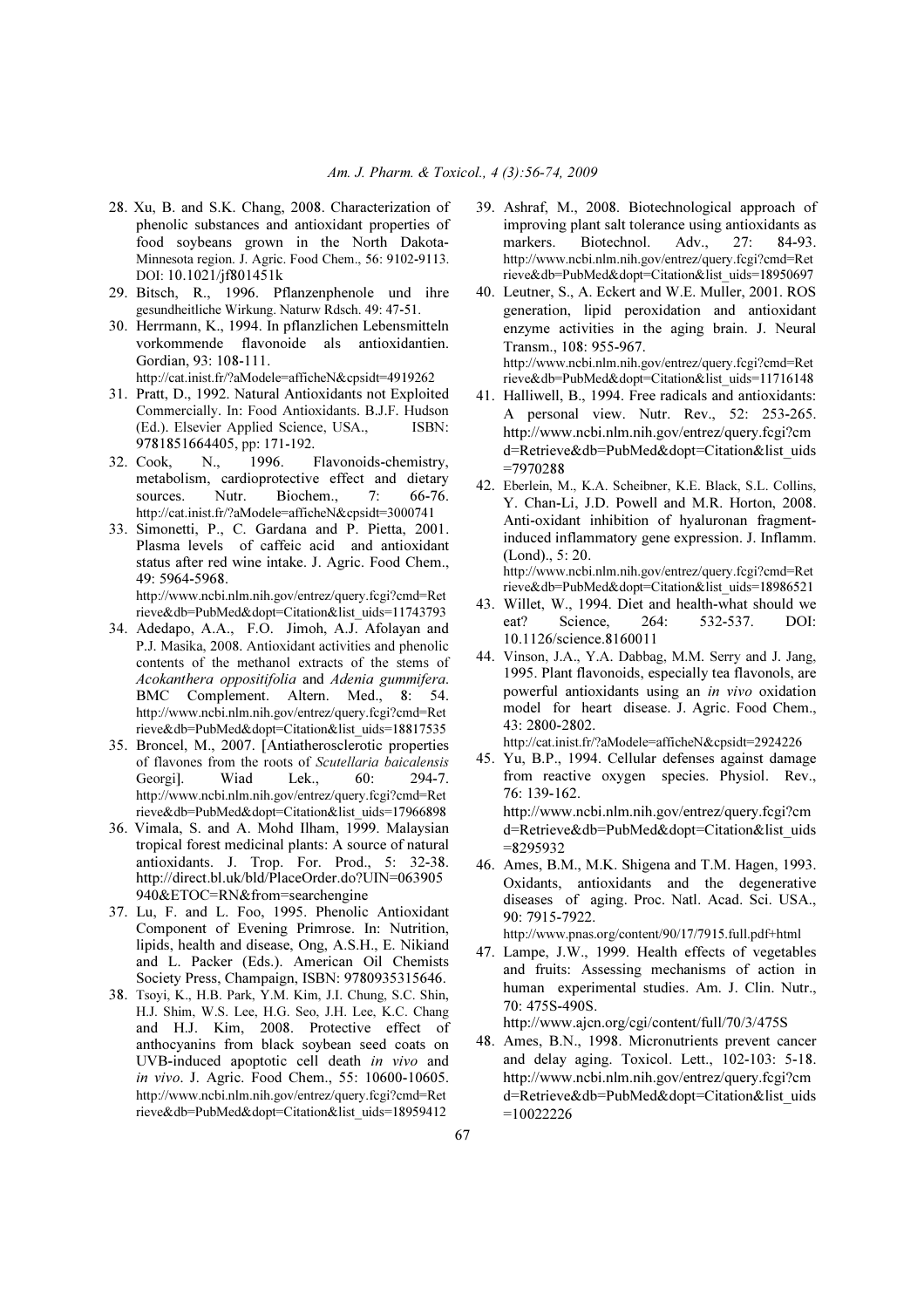28. Xu, B. and S.K. Chang, 2008. Characterization of phenolic substances and antioxidant properties of food soybeans grown in the North Dakota-Minnesota region. J. Agric. Food Chem., 56: 9102-9113. DOI: 10.1021/jf801451k
29. Bitsch, R., 1996. Pflanzenphenole und ihre gesundheitliche Wirkung. Naturw Rdsch. 49: 47-51.
30. Herrmann, K., 1994. In pflanzlichen Lebensmitteln vorkommende flavonoide als antioxidantien. Gordian, 93: 108-111. http://cat.inist.fr/?aModele=afficheN&cpsidt=4919262
31. Pratt, D., 1992. Natural Antioxidants not Exploited Commercially. In: Food Antioxidants. B.J.F. Hudson (Ed.). Elsevier Applied Science, USA., ISBN: 9781851664405, pp: 171-192.
32. Cook, N., 1996. Flavonoids-chemistry, metabolism, cardioprotective effect and dietary sources. Nutr. Biochem., 7: 66-76. http://cat.inist.fr/?aModele=afficheN&cpsidt=3000741
33. Simonetti, P., C. Gardana and P. Pietta, 2001. Plasma levels of caffeic acid and antioxidant status after red wine intake. J. Agric. Food Chem., 49: 5964-5968. http://www.ncbi.nlm.nih.gov/entrez/query.fcgi?cmd=Retrieve&db=PubMed&dopt=Citation&list_uids=11743793
34. Adedapo, A.A., F.O. Jimoh, A.J. Afolayan and P.J. Masika, 2008. Antioxidant activities and phenolic contents of the methanol extracts of the stems of *Acokanthera oppositifolia* and *Adenia gummifera*. BMC Complement. Altern. Med., 8: 54. http://www.ncbi.nlm.nih.gov/entrez/query.fcgi?cmd=Retrieve&db=PubMed&dopt=Citation&list_uids=18817535
35. Broncel, M., 2007. [Antiatherosclerotic properties of flavones from the roots of *Scutellaria baicalensis* Georgi]. Wiad Lek., 60: 294-7. http://www.ncbi.nlm.nih.gov/entrez/query.fcgi?cmd=Retrieve&db=PubMed&dopt=Citation&list_uids=17966898
36. Vimala, S. and A. Mohd Ilham, 1999. Malaysian tropical forest medicinal plants: A source of natural antioxidants. J. Trop. For. Prod., 5: 32-38. http://direct.bl.uk/bld/PlaceOrder.do?UIN=063905940&ETOC=RN&from=searchengine
37. Lu, F. and L. Foo, 1995. Phenolic Antioxidant Component of Evening Primrose. In: Nutrition, lipids, health and disease, Ong, A.S.H., E. Nikiand and L. Packer (Eds.). American Oil Chemists Society Press, Champaign, ISBN: 9780935315646.
38. Tsoyi, K., H.B. Park, Y.M. Kim, J.I. Chung, S.C. Shin, H.J. Shim, W.S. Lee, H.G. Seo, J.H. Lee, K.C. Chang and H.J. Kim, 2008. Protective effect of anthocyanins from black soybean seed coats on UVB-induced apoptotic cell death *in vivo* and *in vivo*. J. Agric. Food Chem., 55: 10600-10605. http://www.ncbi.nlm.nih.gov/entrez/query.fcgi?cmd=Retrieve&db=PubMed&dopt=Citation&list_uids=18959412
39. Ashraf, M., 2008. Biotechnological approach of improving plant salt tolerance using antioxidants as markers. Biotechnol. Adv., 27: 84-93. http://www.ncbi.nlm.nih.gov/entrez/query.fcgi?cmd=Retrieve&db=PubMed&dopt=Citation&list_uids=18950697
40. Leutner, S., A. Eckert and W.E. Muller, 2001. ROS generation, lipid peroxidation and antioxidant enzyme activities in the aging brain. J. Neural Transm., 108: 955-967. http://www.ncbi.nlm.nih.gov/entrez/query.fcgi?cmd=Retrieve&db=PubMed&dopt=Citation&list_uids=11716148
41. Halliwell, B., 1994. Free radicals and antioxidants: A personal view. Nutr. Rev., 52: 253-265. http://www.ncbi.nlm.nih.gov/entrez/query.fcgi?cmd=Retrieve&db=PubMed&dopt=Citation&list_uids=7970288
42. Eberlein, M., K.A. Scheibner, K.E. Black, S.L. Collins, Y. Chan-Li, J.D. Powell and M.R. Horton, 2008. Anti-oxidant inhibition of hyaluronan fragment-induced inflammatory gene expression. J. Inflamm. (Lond)., 5: 20. http://www.ncbi.nlm.nih.gov/entrez/query.fcgi?cmd=Retrieve&db=PubMed&dopt=Citation&list_uids=18986521
43. Willet, W., 1994. Diet and health-what should we eat? Science, 264: 532-537. DOI: 10.1126/science.8160011
44. Vinson, J.A., Y.A. Dabbag, M.M. Serry and J. Jang, 1995. Plant flavonoids, especially tea flavonols, are powerful antioxidants using an *in vivo* oxidation model for heart disease. J. Agric. Food Chem., 43: 2800-2802. http://cat.inist.fr/?aModele=afficheN&cpsidt=2924226
45. Yu, B.P., 1994. Cellular defenses against damage from reactive oxygen species. Physiol. Rev., 76: 139-162. http://www.ncbi.nlm.nih.gov/entrez/query.fcgi?cmd=Retrieve&db=PubMed&dopt=Citation&list_uids=8295932
46. Ames, B.M., M.K. Shigena and T.M. Hagen, 1993. Oxidants, antioxidants and the degenerative diseases of aging. Proc. Natl. Acad. Sci. USA., 90: 7915-7922. http://www.pnas.org/content/90/17/7915.full.pdf+html
47. Lampe, J.W., 1999. Health effects of vegetables and fruits: Assessing mechanisms of action in human experimental studies. Am. J. Clin. Nutr., 70: 475S-490S. http://www.ajcn.org/cgi/content/full/70/3/475S
48. Ames, B.N., 1998. Micronutrients prevent cancer and delay aging. Toxicol. Lett., 102-103: 5-18. http://www.ncbi.nlm.nih.gov/entrez/query.fcgi?cmd=Retrieve&db=PubMed&dopt=Citation&list_uids=10022226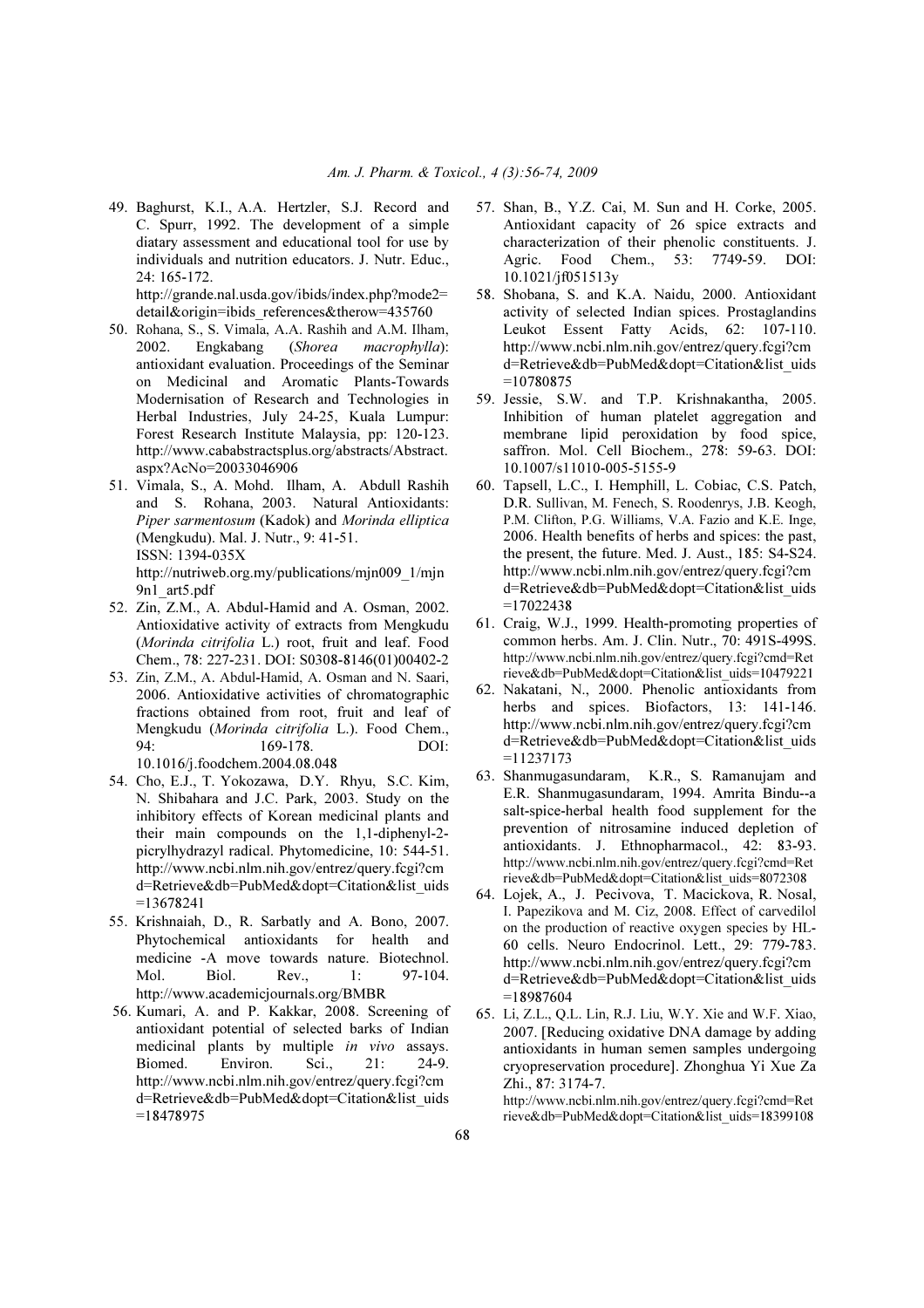49. Baghurst, K.I., A.A. Hertzler, S.J. Record and C. Spurr, 1992. The development of a simple diatary assessment and educational tool for use by individuals and nutrition educators. J. Nutr. Educ., 24: 165-172. http://grande.nal.usda.gov/ibids/index.php?mode2=detail&origin=ibids_references&therow=435760
50. Rohana, S., S. Vimala, A.A. Rashih and A.M. Ilham, 2002. Engkabang (*Shorea macrophylla*): antioxidant evaluation. Proceedings of the Seminar on Medicinal and Aromatic Plants-Towards Modernisation of Research and Technologies in Herbal Industries, July 24-25, Kuala Lumpur: Forest Research Institute Malaysia, pp: 120-123. http://www.cababstractsplus.org/abstracts/Abstract.aspx?AcNo=20033046906
51. Vimala, S., A. Mohd. Ilham, A. Abdull Rashih and S. Rohana, 2003. Natural Antioxidants: *Piper sarmentosum* (Kadok) and *Morinda elliptica* (Mengkudu). Mal. J. Nutr., 9: 41-51. ISSN: 1394-035X http://nutriweb.org.my/publications/mjn009_1/mjn9n1_art5.pdf
52. Zin, Z.M., A. Abdul-Hamid and A. Osman, 2002. Antioxidative activity of extracts from Mengkudu (*Morinda citrifolia* L.) root, fruit and leaf. Food Chem., 78: 227-231. DOI: S0308-8146(01)00402-2
53. Zin, Z.M., A. Abdul-Hamid, A. Osman and N. Saari, 2006. Antioxidative activities of chromatographic fractions obtained from root, fruit and leaf of Mengkudu (*Morinda citrifolia* L.). Food Chem., 94: 169-178. DOI: 10.1016/j.foodchem.2004.08.048
54. Cho, E.J., T. Yokozawa, D.Y. Rhyu, S.C. Kim, N. Shibahara and J.C. Park, 2003. Study on the inhibitory effects of Korean medicinal plants and their main compounds on the 1,1-diphenyl-2-picrylhydrazyl radical. Phytomedicine, 10: 544-51. http://www.ncbi.nlm.nih.gov/entrez/query.fcgi?cmd=Retrieve&db=PubMed&dopt=Citation&list_uids=13678241
55. Krishnaiah, D., R. Sarbatly and A. Bono, 2007. Phytochemical antioxidants for health and medicine -A move towards nature. Biotechnol. Mol. Biol. Rev., 1: 97-104. http://www.academicjournals.org/BMBR
56. Kumari, A. and P. Kakkar, 2008. Screening of antioxidant potential of selected barks of Indian medicinal plants by multiple *in vivo* assays. Biomed. Environ. Sci., 21: 24-9. http://www.ncbi.nlm.nih.gov/entrez/query.fcgi?cmd=Retrieve&db=PubMed&dopt=Citation&list_uids=18478975
57. Shan, B., Y.Z. Cai, M. Sun and H. Corke, 2005. Antioxidant capacity of 26 spice extracts and characterization of their phenolic constituents. J. Agric. Food Chem., 53: 7749-59. DOI: 10.1021/jf051513y
58. Shobana, S. and K.A. Naidu, 2000. Antioxidant activity of selected Indian spices. Prostaglandins Leukot Essent Fatty Acids, 62: 107-110. http://www.ncbi.nlm.nih.gov/entrez/query.fcgi?cmd=Retrieve&db=PubMed&dopt=Citation&list_uids=10780875
59. Jessie, S.W. and T.P. Krishnakantha, 2005. Inhibition of human platelet aggregation and membrane lipid peroxidation by food spice, saffron. Mol. Cell Biochem., 278: 59-63. DOI: 10.1007/s11010-005-5155-9
60. Tapsell, L.C., I. Hemphill, L. Cobiac, C.S. Patch, D.R. Sullivan, M. Fenech, S. Roodenrys, J.B. Keogh, P.M. Clifton, P.G. Williams, V.A. Fazio and K.E. Inge, 2006. Health benefits of herbs and spices: the past, the present, the future. Med. J. Aust., 185: S4-S24. http://www.ncbi.nlm.nih.gov/entrez/query.fcgi?cmd=Retrieve&db=PubMed&dopt=Citation&list_uids=17022438
61. Craig, W.J., 1999. Health-promoting properties of common herbs. Am. J. Clin. Nutr., 70: 491S-499S. http://www.ncbi.nlm.nih.gov/entrez/query.fcgi?cmd=Retrieve&db=PubMed&dopt=Citation&list_uids=10479221
62. Nakatani, N., 2000. Phenolic antioxidants from herbs and spices. Biofactors, 13: 141-146. http://www.ncbi.nlm.nih.gov/entrez/query.fcgi?cmd=Retrieve&db=PubMed&dopt=Citation&list_uids=11237173
63. Shanmugasundaram, K.R., S. Ramanujam and E.R. Shanmugasundaram, 1994. Amrita Bindu--a salt-spice-herbal health food supplement for the prevention of nitrosamine induced depletion of antioxidants. J. Ethnopharmacol., 42: 83-93. http://www.ncbi.nlm.nih.gov/entrez/query.fcgi?cmd=Retrieve&db=PubMed&dopt=Citation&list_uids=8072308
64. Lojek, A., J. Pecivova, T. Macickova, R. Nosal, I. Papezikova and M. Ciz, 2008. Effect of carvedilol on the production of reactive oxygen species by HL-60 cells. Neuro Endocrinol. Lett., 29: 779-783. http://www.ncbi.nlm.nih.gov/entrez/query.fcgi?cmd=Retrieve&db=PubMed&dopt=Citation&list_uids=18987604
65. Li, Z.L., Q.L. Lin, R.J. Liu, W.Y. Xie and W.F. Xiao, 2007. [Reducing oxidative DNA damage by adding antioxidants in human semen samples undergoing cryopreservation procedure]. Zhonghua Yi Xue Za Zhi., 87: 3174-7. http://www.ncbi.nlm.nih.gov/entrez/query.fcgi?cmd=Retrieve&db=PubMed&dopt=Citation&list_uids=18399108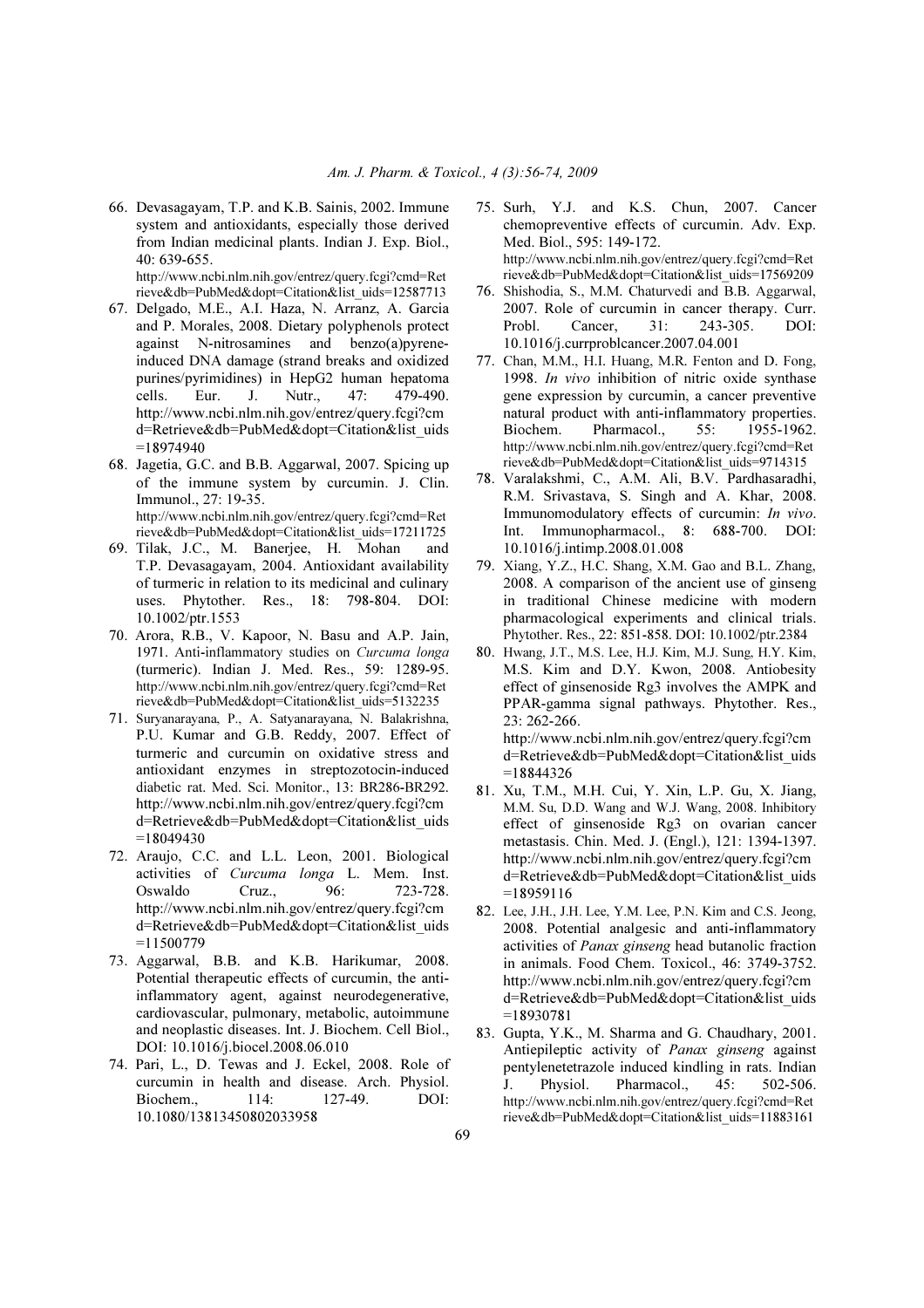66. Devasagayam, T.P. and K.B. Sainis, 2002. Immune system and antioxidants, especially those derived from Indian medicinal plants. Indian J. Exp. Biol., 40: 639-655. http://www.ncbi.nlm.nih.gov/entrez/query.fcgi?cmd=Retrieve&db=PubMed&dopt=Citation&list_uids=12587713
67. Delgado, M.E., A.I. Haza, N. Arranz, A. Garcia and P. Morales, 2008. Dietary polyphenols protect against N-nitrosamines and benzo(a)pyrene-induced DNA damage (strand breaks and oxidized purines/pyrimidines) in HepG2 human hepatoma cells. Eur. J. Nutr., 47: 479-490. http://www.ncbi.nlm.nih.gov/entrez/query.fcgi?cmd=Retrieve&db=PubMed&dopt=Citation&list_uids=18974940
68. Jagetia, G.C. and B.B. Aggarwal, 2007. Spicing up of the immune system by curcumin. J. Clin. Immunol., 27: 19-35. http://www.ncbi.nlm.nih.gov/entrez/query.fcgi?cmd=Retrieve&db=PubMed&dopt=Citation&list_uids=17211725
69. Tilak, J.C., M. Banerjee, H. Mohan and T.P. Devasagayam, 2004. Antioxidant availability of turmeric in relation to its medicinal and culinary uses. Phytother. Res., 18: 798-804. DOI: 10.1002/ptr.1553
70. Arora, R.B., V. Kapoor, N. Basu and A.P. Jain, 1971. Anti-inflammatory studies on *Curcuma longa* (turmeric). Indian J. Med. Res., 59: 1289-95. http://www.ncbi.nlm.nih.gov/entrez/query.fcgi?cmd=Retrieve&db=PubMed&dopt=Citation&list_uids=5132235
71. Suryanarayana, P., A. Satyanarayana, N. Balakrishna, P.U. Kumar and G.B. Reddy, 2007. Effect of turmeric and curcumin on oxidative stress and antioxidant enzymes in streptozotocin-induced diabetic rat. Med. Sci. Monitor., 13: BR286-BR292. http://www.ncbi.nlm.nih.gov/entrez/query.fcgi?cmd=Retrieve&db=PubMed&dopt=Citation&list_uids=18049430
72. Araujo, C.C. and L.L. Leon, 2001. Biological activities of *Curcuma longa* L. Mem. Inst. Oswaldo Cruz., 96: 723-728. http://www.ncbi.nlm.nih.gov/entrez/query.fcgi?cmd=Retrieve&db=PubMed&dopt=Citation&list_uids=11500779
73. Aggarwal, B.B. and K.B. Harikumar, 2008. Potential therapeutic effects of curcumin, the anti-inflammatory agent, against neurodegenerative, cardiovascular, pulmonary, metabolic, autoimmune and neoplastic diseases. Int. J. Biochem. Cell Biol., DOI: 10.1016/j.biocel.2008.06.010
74. Pari, L., D. Tewas and J. Eckel, 2008. Role of curcumin in health and disease. Arch. Physiol. Biochem., 114: 127-49. DOI: 10.1080/13813450802033958
75. Surh, Y.J. and K.S. Chun, 2007. Cancer chemopreventive effects of curcumin. Adv. Exp. Med. Biol., 595: 149-172. http://www.ncbi.nlm.nih.gov/entrez/query.fcgi?cmd=Retrieve&db=PubMed&dopt=Citation&list_uids=17569209
76. Shishodia, S., M.M. Chaturvedi and B.B. Aggarwal, 2007. Role of curcumin in cancer therapy. Curr. Probl. Cancer, 31: 243-305. DOI: 10.1016/j.currproblcancer.2007.04.001
77. Chan, M.M., H.I. Huang, M.R. Fenton and D. Fong, 1998. *In vivo* inhibition of nitric oxide synthase gene expression by curcumin, a cancer preventive natural product with anti-inflammatory properties. Biochem. Pharmacol., 55: 1955-1962. http://www.ncbi.nlm.nih.gov/entrez/query.fcgi?cmd=Retrieve&db=PubMed&dopt=Citation&list_uids=9714315
78. Varalakshmi, C., A.M. Ali, B.V. Pardhasaradhi, R.M. Srivastava, S. Singh and A. Khar, 2008. Immunomodulatory effects of curcumin: *In vivo*. Int. Immunopharmacol., 8: 688-700. DOI: 10.1016/j.intimp.2008.01.008
79. Xiang, Y.Z., H.C. Shang, X.M. Gao and B.L. Zhang, 2008. A comparison of the ancient use of ginseng in traditional Chinese medicine with modern pharmacological experiments and clinical trials. Phytother. Res., 22: 851-858. DOI: 10.1002/ptr.2384
80. Hwang, J.T., M.S. Lee, H.J. Kim, M.J. Sung, H.Y. Kim, M.S. Kim and D.Y. Kwon, 2008. Antiobesity effect of ginsenoside Rg3 involves the AMPK and PPAR-gamma signal pathways. Phytother. Res., 23: 262-266. http://www.ncbi.nlm.nih.gov/entrez/query.fcgi?cmd=Retrieve&db=PubMed&dopt=Citation&list_uids=18844326
81. Xu, T.M., M.H. Cui, Y. Xin, L.P. Gu, X. Jiang, M.M. Su, D.D. Wang and W.J. Wang, 2008. Inhibitory effect of ginsenoside Rg3 on ovarian cancer metastasis. Chin. Med. J. (Engl.), 121: 1394-1397. http://www.ncbi.nlm.nih.gov/entrez/query.fcgi?cmd=Retrieve&db=PubMed&dopt=Citation&list_uids=18959116
82. Lee, J.H., J.H. Lee, Y.M. Lee, P.N. Kim and C.S. Jeong, 2008. Potential analgesic and anti-inflammatory activities of *Panax ginseng* head butanolic fraction in animals. Food Chem. Toxicol., 46: 3749-3752. http://www.ncbi.nlm.nih.gov/entrez/query.fcgi?cmd=Retrieve&db=PubMed&dopt=Citation&list_uids=18930781
83. Gupta, Y.K., M. Sharma and G. Chaudhary, 2001. Antiepileptic activity of *Panax ginseng* against pentylenetetrazole induced kindling in rats. Indian J. Physiol. Pharmacol., 45: 502-506. http://www.ncbi.nlm.nih.gov/entrez/query.fcgi?cmd=Retrieve&db=PubMed&dopt=Citation&list_uids=11883161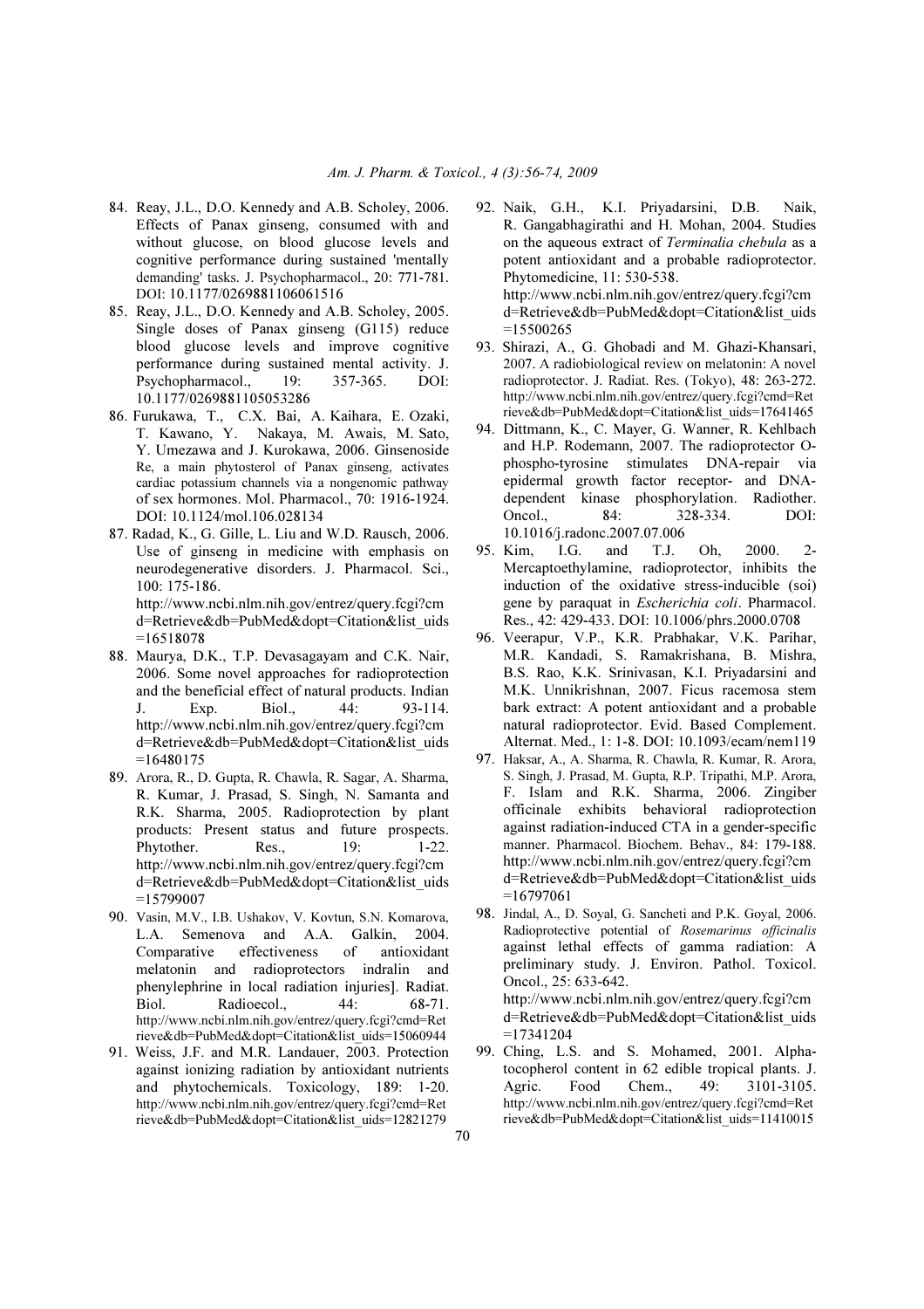84. Reay, J.L., D.O. Kennedy and A.B. Scholey, 2006. Effects of Panax ginseng, consumed with and without glucose, on blood glucose levels and cognitive performance during sustained 'mentally demanding' tasks. J. Psychopharmacol., 20: 771-781. DOI: 10.1177/0269881106061516
85. Reay, J.L., D.O. Kennedy and A.B. Scholey, 2005. Single doses of Panax ginseng (G115) reduce blood glucose levels and improve cognitive performance during sustained mental activity. J. Psychopharmacol., 19: 357-365. DOI: 10.1177/0269881105053286
86. Furukawa, T., C.X. Bai, A. Kaihara, E. Ozaki, T. Kawano, Y. Nakaya, M. Awais, M. Sato, Y. Umezawa and J. Kurokawa, 2006. Ginsenoside Re, a main phytosterol of Panax ginseng, activates cardiac potassium channels via a nongenomic pathway of sex hormones. Mol. Pharmacol., 70: 1916-1924. DOI: 10.1124/mol.106.028134
87. Radad, K., G. Gille, L. Liu and W.D. Rausch, 2006. Use of ginseng in medicine with emphasis on neurodegenerative disorders. J. Pharmacol. Sci., 100: 175-186. http://www.ncbi.nlm.nih.gov/entrez/query.fcgi?cmd=Retrieve&db=PubMed&dopt=Citation&list_uids=16518078
88. Maurya, D.K., T.P. Devasagayam and C.K. Nair, 2006. Some novel approaches for radioprotection and the beneficial effect of natural products. Indian J. Exp. Biol., 44: 93-114. http://www.ncbi.nlm.nih.gov/entrez/query.fcgi?cmd=Retrieve&db=PubMed&dopt=Citation&list_uids=16480175
89. Arora, R., D. Gupta, R. Chawla, R. Sagar, A. Sharma, R. Kumar, J. Prasad, S. Singh, N. Samanta and R.K. Sharma, 2005. Radioprotection by plant products: Present status and future prospects. Phytother. Res., 19: 1-22. http://www.ncbi.nlm.nih.gov/entrez/query.fcgi?cmd=Retrieve&db=PubMed&dopt=Citation&list_uids=15799007
90. Vasin, M.V., I.B. Ushakov, V. Kovtun, S.N. Komarova, L.A. Semenova and A.A. Galkin, 2004. Comparative effectiveness of antioxidant melatonin and radioprotectors indralin and phenylephrine in local radiation injuries]. Radiat. Biol. Radioecol., 44: 68-71. http://www.ncbi.nlm.nih.gov/entrez/query.fcgi?cmd=Retrieve&db=PubMed&dopt=Citation&list_uids=15060944
91. Weiss, J.F. and M.R. Landauer, 2003. Protection against ionizing radiation by antioxidant nutrients and phytochemicals. Toxicology, 189: 1-20. http://www.ncbi.nlm.nih.gov/entrez/query.fcgi?cmd=Retrieve&db=PubMed&dopt=Citation&list_uids=12821279
92. Naik, G.H., K.I. Priyadarsini, D.B. Naik, R. Gangabhagirathi and H. Mohan, 2004. Studies on the aqueous extract of *Terminalia chebula* as a potent antioxidant and a probable radioprotector. Phytomedicine, 11: 530-538. http://www.ncbi.nlm.nih.gov/entrez/query.fcgi?cmd=Retrieve&db=PubMed&dopt=Citation&list_uids=15500265
93. Shirazi, A., G. Ghobadi and M. Ghazi-Khansari, 2007. A radiobiological review on melatonin: A novel radioprotector. J. Radiat. Res. (Tokyo), 48: 263-272. http://www.ncbi.nlm.nih.gov/entrez/query.fcgi?cmd=Retrieve&db=PubMed&dopt=Citation&list_uids=17641465
94. Dittmann, K., C. Mayer, G. Wanner, R. Kehlbach and H.P. Rodemann, 2007. The radioprotector O-phospho-tyrosine stimulates DNA-repair via epidermal growth factor receptor- and DNA-dependent kinase phosphorylation. Radiother. Oncol., 84: 328-334. DOI: 10.1016/j.radonc.2007.07.006
95. Kim, I.G. and T.J. Oh, 2000. 2-Mercaptoethylamine, radioprotector, inhibits the induction of the oxidative stress-inducible (soi) gene by paraquat in *Escherichia coli*. Pharmacol. Res., 42: 429-433. DOI: 10.1006/phrs.2000.0708
96. Veerapur, V.P., K.R. Prabhakar, V.K. Parihar, M.R. Kandadi, S. Ramakrishana, B. Mishra, B.S. Rao, K.K. Srinivasan, K.I. Priyadarsini and M.K. Unnikrishnan, 2007. Ficus racemosa stem bark extract: A potent antioxidant and a probable natural radioprotector. Evid. Based Complement. Alternat. Med., 1: 1-8. DOI: 10.1093/ecam/nem119
97. Haksar, A., A. Sharma, R. Chawla, R. Kumar, R. Arora, S. Singh, J. Prasad, M. Gupta, R.P. Tripathi, M.P. Arora, F. Islam and R.K. Sharma, 2006. Zingiber officinale exhibits behavioral radioprotection against radiation-induced CTA in a gender-specific manner. Pharmacol. Biochem. Behav., 84: 179-188. http://www.ncbi.nlm.nih.gov/entrez/query.fcgi?cmd=Retrieve&db=PubMed&dopt=Citation&list_uids=16797061
98. Jindal, A., D. Soyal, G. Sancheti and P.K. Goyal, 2006. Radioprotective potential of *Rosemarinus officinalis* against lethal effects of gamma radiation: A preliminary study. J. Environ. Pathol. Toxicol. Oncol., 25: 633-642. http://www.ncbi.nlm.nih.gov/entrez/query.fcgi?cmd=Retrieve&db=PubMed&dopt=Citation&list_uids=17341204
99. Ching, L.S. and S. Mohamed, 2001. Alpha-tocopherol content in 62 edible tropical plants. J. Agric. Food Chem., 49: 3101-3105. http://www.ncbi.nlm.nih.gov/entrez/query.fcgi?cmd=Retrieve&db=PubMed&dopt=Citation&list_uids=11410015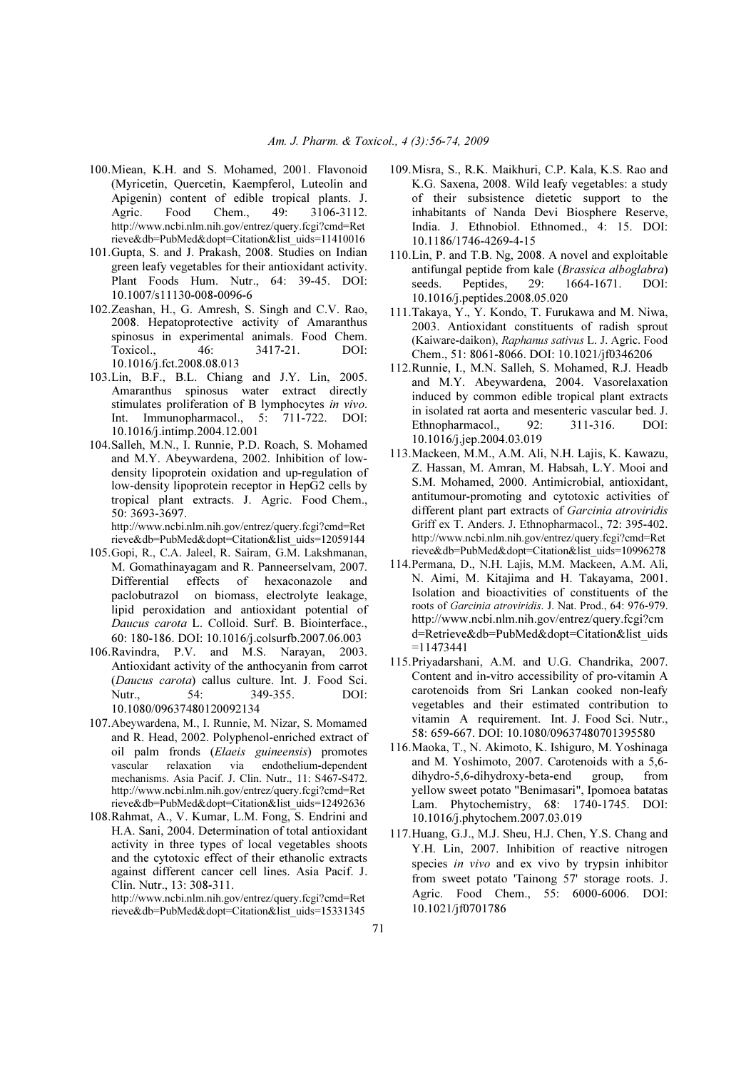100. Miean, K.H. and S. Mohamed, 2001. Flavonoid (Myricetin, Quercetin, Kaempferol, Luteolin and Apigenin) content of edible tropical plants. J. Agric. Food Chem., 49: 3106-3112. http://www.ncbi.nlm.nih.gov/entrez/query.fcgi?cmd=Retrieve&db=PubMed&dopt=Citation&list_uids=11410016
101. Gupta, S. and J. Prakash, 2008. Studies on Indian green leafy vegetables for their antioxidant activity. Plant Foods Hum. Nutr., 64: 39-45. DOI: 10.1007/s11130-008-0096-6
102. Zeashan, H., G. Amresh, S. Singh and C.V. Rao, 2008. Hepatoprotective activity of Amaranthus spinosus in experimental animals. Food Chem. Toxicol., 46: 3417-21. DOI: 10.1016/j.fct.2008.08.013
103. Lin, B.F., B.L. Chiang and J.Y. Lin, 2005. Amaranthus spinosus water extract directly stimulates proliferation of B lymphocytes *in vivo*. Int. Immunopharmacol., 5: 711-722. DOI: 10.1016/j.intimp.2004.12.001
104. Salleh, M.N., I. Runnie, P.D. Roach, S. Mohamed and M.Y. Abeywardena, 2002. Inhibition of low-density lipoprotein oxidation and up-regulation of low-density lipoprotein receptor in HepG2 cells by tropical plant extracts. J. Agric. Food Chem., 50: 3693-3697. http://www.ncbi.nlm.nih.gov/entrez/query.fcgi?cmd=Retrieve&db=PubMed&dopt=Citation&list_uids=12059144
105. Gopi, R., C.A. Jaleel, R. Sairam, G.M. Lakshmanan, M. Gomathinayagam and R. Panneerselvam, 2007. Differential effects of hexaconazole and paclobutrazol on biomass, electrolyte leakage, lipid peroxidation and antioxidant potential of *Daucus carota* L. Colloid. Surf. B. Biointerface., 60: 180-186. DOI: 10.1016/j.colsurfb.2007.06.003
106. Ravindra, P.V. and M.S. Narayan, 2003. Antioxidant activity of the anthocyanin from carrot (*Daucus carota*) callus culture. Int. J. Food Sci. Nutr., 54: 349-355. DOI: 10.1080/09637480120092134
107. Abeywardena, M., I. Runnie, M. Nizar, S. Momamed and R. Head, 2002. Polyphenol-enriched extract of oil palm fronds (*Elaeis guineensis*) promotes vascular relaxation via endothelium-dependent mechanisms. Asia Pacif. J. Clin. Nutr., 11: S467-S472. http://www.ncbi.nlm.nih.gov/entrez/query.fcgi?cmd=Retrieve&db=PubMed&dopt=Citation&list_uids=12492636
108. Rahmat, A., V. Kumar, L.M. Fong, S. Endrini and H.A. Sani, 2004. Determination of total antioxidant activity in three types of local vegetables shoots and the cytotoxic effect of their ethanolic extracts against different cancer cell lines. Asia Pacif. J. Clin. Nutr., 13: 308-311. http://www.ncbi.nlm.nih.gov/entrez/query.fcgi?cmd=Retrieve&db=PubMed&dopt=Citation&list_uids=15331345
109. Misra, S., R.K. Maikhuri, C.P. Kala, K.S. Rao and K.G. Saxena, 2008. Wild leafy vegetables: a study of their subsistence dietetic support to the inhabitants of Nanda Devi Biosphere Reserve, India. J. Ethnobiol. Ethnomed., 4: 15. DOI: 10.1186/1746-4269-4-15
110. Lin, P. and T.B. Ng, 2008. A novel and exploitable antifungal peptide from kale (*Brassica alboglabra*) seeds. Peptides, 29: 1664-1671. DOI: 10.1016/j.peptides.2008.05.020
111. Takaya, Y., Y. Kondo, T. Furukawa and M. Niwa, 2003. Antioxidant constituents of radish sprout (Kaiware-daikon), *Raphanus sativus* L. J. Agric. Food Chem., 51: 8061-8066. DOI: 10.1021/jf0346206
112. Runnie, I., M.N. Salleh, S. Mohamed, R.J. Headb and M.Y. Abeywardena, 2004. Vasorelaxation induced by common edible tropical plant extracts in isolated rat aorta and mesenteric vascular bed. J. Ethnopharmacol., 92: 311-316. DOI: 10.1016/j.jep.2004.03.019
113. Mackeen, M.M., A.M. Ali, N.H. Lajis, K. Kawazu, Z. Hassan, M. Amran, M. Habsah, L.Y. Mooi and S.M. Mohamed, 2000. Antimicrobial, antioxidant, antitumour-promoting and cytotoxic activities of different plant part extracts of *Garcinia atroviridis* Griff ex T. Anders. J. Ethnopharmacol., 72: 395-402. http://www.ncbi.nlm.nih.gov/entrez/query.fcgi?cmd=Retrieve&db=PubMed&dopt=Citation&list_uids=10996278
114. Permana, D., N.H. Lajis, M.M. Mackeen, A.M. Ali, N. Aimi, M. Kitajima and H. Takayama, 2001. Isolation and bioactivities of constituents of the roots of *Garcinia atroviridis*. J. Nat. Prod., 64: 976-979. http://www.ncbi.nlm.nih.gov/entrez/query.fcgi?cmd=Retrieve&db=PubMed&dopt=Citation&list_uids=11473441
115. Priyadarshani, A.M. and U.G. Chandrika, 2007. Content and in-vitro accessibility of pro-vitamin A carotenoids from Sri Lankan cooked non-leafy vegetables and their estimated contribution to vitamin A requirement. Int. J. Food Sci. Nutr., 58: 659-667. DOI: 10.1080/09637480701395580
116. Maoka, T., N. Akimoto, K. Ishiguro, M. Yoshinaga and M. Yoshimoto, 2007. Carotenoids with a 5,6-dihydro-5,6-dihydroxy-beta-end group, from yellow sweet potato "Benimasari", Ipomoea batatas Lam. Phytochemistry, 68: 1740-1745. DOI: 10.1016/j.phytochem.2007.03.019
117. Huang, G.J., M.J. Sheu, H.J. Chen, Y.S. Chang and Y.H. Lin, 2007. Inhibition of reactive nitrogen species *in vivo* and ex vivo by trypsin inhibitor from sweet potato 'Tainong 57' storage roots. J. Agric. Food Chem., 55: 6000-6006. DOI: 10.1021/jf0701786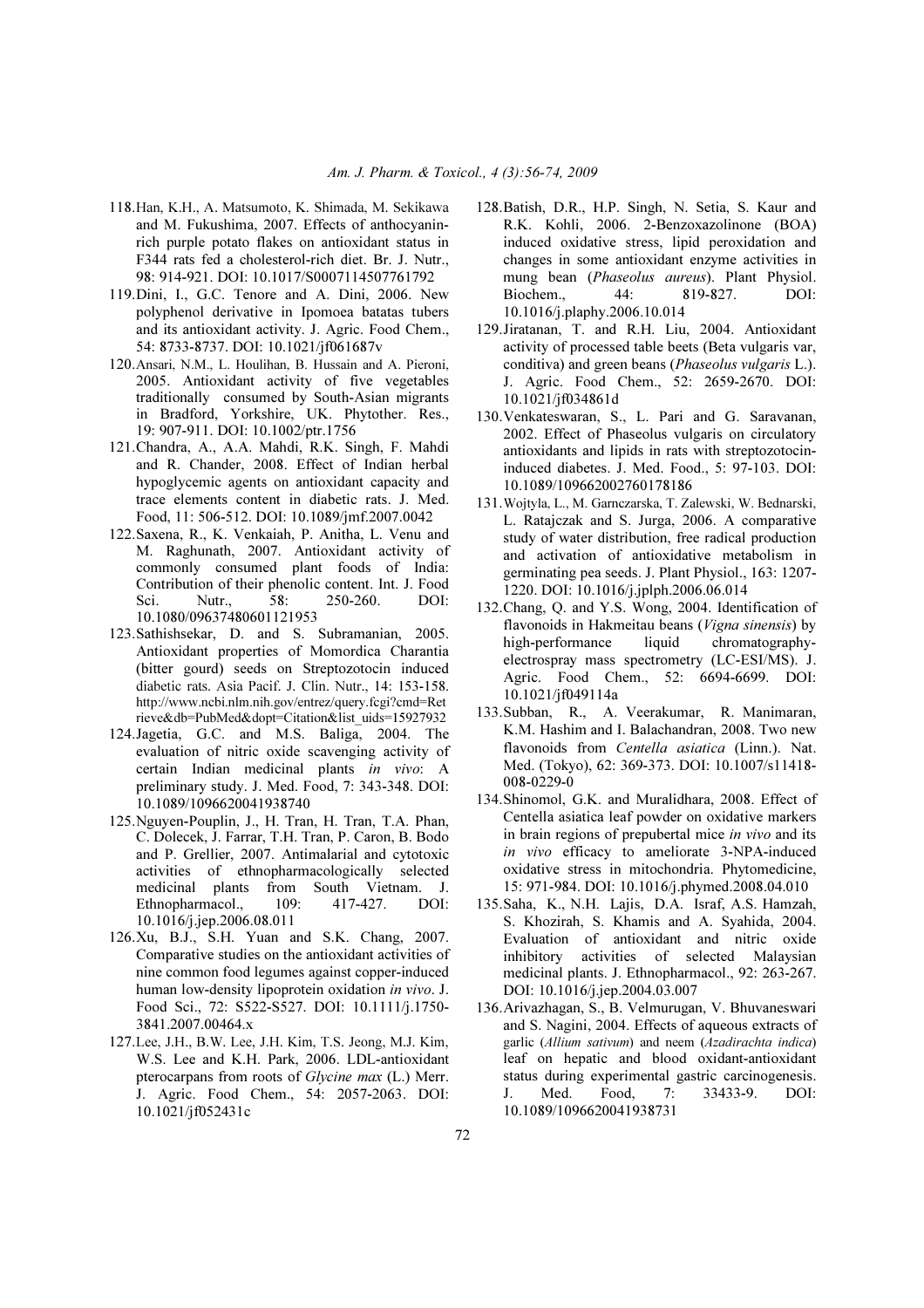118. Han, K.H., A. Matsumoto, K. Shimada, M. Sekikawa and M. Fukushima, 2007. Effects of anthocyanin-rich purple potato flakes on antioxidant status in F344 rats fed a cholesterol-rich diet. Br. J. Nutr., 98: 914-921. DOI: 10.1017/S0007114507761792

119. Dini, I., G.C. Tenore and A. Dini, 2006. New polyphenol derivative in Ipomoea batatas tubers and its antioxidant activity. J. Agric. Food Chem., 54: 8733-8737. DOI: 10.1021/jf061687v

120. Ansari, N.M., L. Houlihan, B. Hussain and A. Pieroni, 2005. Antioxidant activity of five vegetables traditionally consumed by South-Asian migrants in Bradford, Yorkshire, UK. Phytother. Res., 19: 907-911. DOI: 10.1002/ptr.1756

121. Chandra, A., A.A. Mahdi, R.K. Singh, F. Mahdi and R. Chander, 2008. Effect of Indian herbal hypoglycemic agents on antioxidant capacity and trace elements content in diabetic rats. J. Med. Food, 11: 506-512. DOI: 10.1089/jmf.2007.0042

122. Saxena, R., K. Venkaiah, P. Anitha, L. Venu and M. Raghunath, 2007. Antioxidant activity of commonly consumed plant foods of India: Contribution of their phenolic content. Int. J. Food Sci. Nutr., 58: 250-260. DOI: 10.1080/09637480601121953

123. Sathishsekar, D. and S. Subramanian, 2005. Antioxidant properties of Momordica Charantia (bitter gourd) seeds on Streptozotocin induced diabetic rats. Asia Pacif. J. Clin. Nutr., 14: 153-158. http://www.ncbi.nlm.nih.gov/entrez/query.fcgi?cmd=Retrieve&db=PubMed&dopt=Citation&list_uids=15927932

124. Jagetia, G.C. and M.S. Baliga, 2004. The evaluation of nitric oxide scavenging activity of certain Indian medicinal plants *in vivo*: A preliminary study. J. Med. Food, 7: 343-348. DOI: 10.1089/1096620041938740

125. Nguyen-Pouplin, J., H. Tran, H. Tran, T.A. Phan, C. Dolecek, J. Farrar, T.H. Tran, P. Caron, B. Bodo and P. Grellier, 2007. Antimalarial and cytotoxic activities of ethnopharmacologically selected medicinal plants from South Vietnam. J. Ethnopharmacol., 109: 417-427. DOI: 10.1016/j.jep.2006.08.011

126. Xu, B.J., S.H. Yuan and S.K. Chang, 2007. Comparative studies on the antioxidant activities of nine common food legumes against copper-induced human low-density lipoprotein oxidation *in vivo*. J. Food Sci., 72: S522-S527. DOI: 10.1111/j.1750-3841.2007.00464.x

127. Lee, J.H., B.W. Lee, J.H. Kim, T.S. Jeong, M.J. Kim, W.S. Lee and K.H. Park, 2006. LDL-antioxidant pterocarpans from roots of *Glycine max* (L.) Merr. J. Agric. Food Chem., 54: 2057-2063. DOI: 10.1021/jf052431c

128. Batish, D.R., H.P. Singh, N. Setia, S. Kaur and R.K. Kohli, 2006. 2-Benzoxazolinone (BOA) induced oxidative stress, lipid peroxidation and changes in some antioxidant enzyme activities in mung bean (*Phaseolus aureus*). Plant Physiol. Biochem., 44: 819-827. DOI: 10.1016/j.plaphy.2006.10.014

129. Jiratanan, T. and R.H. Liu, 2004. Antioxidant activity of processed table beets (Beta vulgaris var, conditiva) and green beans (*Phaseolus vulgaris* L.). J. Agric. Food Chem., 52: 2659-2670. DOI: 10.1021/jf034861d

130. Venkateswaran, S., L. Pari and G. Saravanan, 2002. Effect of Phaseolus vulgaris on circulatory antioxidants and lipids in rats with streptozotocin-induced diabetes. J. Med. Food., 5: 97-103. DOI: 10.1089/109662002760178186

131. Wojtyla, L., M. Garnczarska, T. Zalewski, W. Bednarski, L. Ratajczak and S. Jurga, 2006. A comparative study of water distribution, free radical production and activation of antioxidative metabolism in germinating pea seeds. J. Plant Physiol., 163: 1207-1220. DOI: 10.1016/j.jplph.2006.06.014

132. Chang, Q. and Y.S. Wong, 2004. Identification of flavonoids in Hakmeitau beans (*Vigna sinensis*) by high-performance liquid chromatography-electrospray mass spectrometry (LC-ESI/MS). J. Agric. Food Chem., 52: 6694-6699. DOI: 10.1021/jf049114a

133. Subban, R., A. Veerakumar, R. Manimaran, K.M. Hashim and I. Balachandran, 2008. Two new flavonoids from *Centella asiatica* (Linn.). Nat. Med. (Tokyo), 62: 369-373. DOI: 10.1007/s11418-008-0229-0

134. Shinomol, G.K. and Muralidhara, 2008. Effect of Centella asiatica leaf powder on oxidative markers in brain regions of prepubertal mice *in vivo* and its *in vivo* efficacy to ameliorate 3-NPA-induced oxidative stress in mitochondria. Phytomedicine, 15: 971-984. DOI: 10.1016/j.phymed.2008.04.010

135. Saha, K., N.H. Lajis, D.A. Israf, A.S. Hamzah, S. Khozirah, S. Khamis and A. Syahida, 2004. Evaluation of antioxidant and nitric oxide inhibitory activities of selected Malaysian medicinal plants. J. Ethnopharmacol., 92: 263-267. DOI: 10.1016/j.jep.2004.03.007

136. Arivazhagan, S., B. Velmurugan, V. Bhuvaneswari and S. Nagini, 2004. Effects of aqueous extracts of garlic (*Allium sativum*) and neem (*Azadirachta indica*) leaf on hepatic and blood oxidant-antioxidant status during experimental gastric carcinogenesis. J. Med. Food, 7: 33433-9. DOI: 10.1089/1096620041938731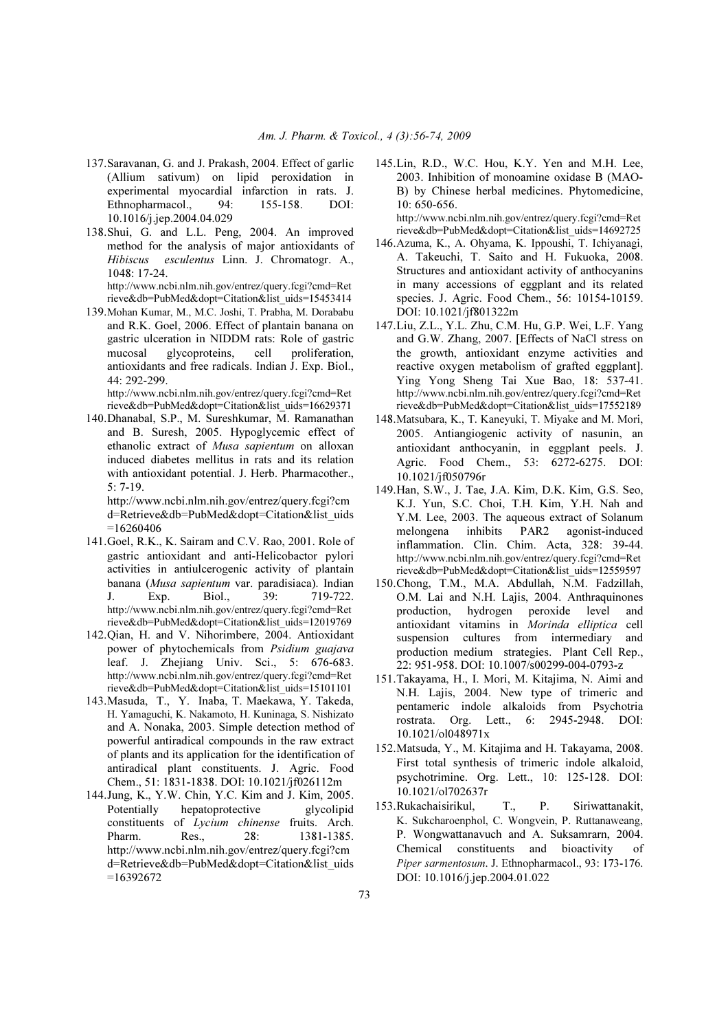137. Saravanan, G. and J. Prakash, 2004. Effect of garlic (Allium sativum) on lipid peroxidation in experimental myocardial infarction in rats. J. Ethnopharmacol., 94: 155-158. DOI: 10.1016/j.jep.2004.04.029

138. Shui, G. and L.L. Peng, 2004. An improved method for the analysis of major antioxidants of *Hibiscus esculentus* Linn. J. Chromatogr. A., 1048: 17-24. http://www.ncbi.nlm.nih.gov/entrez/query.fcgi?cmd=Retrieve&db=PubMed&dopt=Citation&list_uids=15453414

139. Mohan Kumar, M., M.C. Joshi, T. Prabha, M. Dorababu and R.K. Goel, 2006. Effect of plantain banana on gastric ulceration in NIDDM rats: Role of gastric mucosal glycoproteins, cell proliferation, antioxidants and free radicals. Indian J. Exp. Biol., 44: 292-299. http://www.ncbi.nlm.nih.gov/entrez/query.fcgi?cmd=Retrieve&db=PubMed&dopt=Citation&list_uids=16629371

140. Dhanabal, S.P., M. Sureshkumar, M. Ramanathan and B. Suresh, 2005. Hypoglycemic effect of ethanolic extract of *Musa sapientum* on alloxan induced diabetes mellitus in rats and its relation with antioxidant potential. J. Herb. Pharmacother., 5: 7-19. http://www.ncbi.nlm.nih.gov/entrez/query.fcgi?cmd=Retrieve&db=PubMed&dopt=Citation&list_uids=16260406

141. Goel, R.K., K. Sairam and C.V. Rao, 2001. Role of gastric antioxidant and anti-Helicobactor pylori activities in antiulcerogenic activity of plantain banana (*Musa sapientum* var. paradisiaca). Indian J. Exp. Biol., 39: 719-722. http://www.ncbi.nlm.nih.gov/entrez/query.fcgi?cmd=Retrieve&db=PubMed&dopt=Citation&list_uids=12019769

142. Qian, H. and V. Nihorimbere, 2004. Antioxidant power of phytochemicals from *Psidium guajava* leaf. J. Zhejiang Univ. Sci., 5: 676-683. http://www.ncbi.nlm.nih.gov/entrez/query.fcgi?cmd=Retrieve&db=PubMed&dopt=Citation&list_uids=15101101

143. Masuda, T., Y. Inaba, T. Maekawa, Y. Takeda, H. Yamaguchi, K. Nakamoto, H. Kuninaga, S. Nishizato and A. Nonaka, 2003. Simple detection method of powerful antiradical compounds in the raw extract of plants and its application for the identification of antiradical plant constituents. J. Agric. Food Chem., 51: 1831-1838. DOI: 10.1021/jf026112m

144. Jung, K., Y.W. Chin, Y.C. Kim and J. Kim, 2005. Potentially hepatoprotective glycolipid constituents of *Lycium chinense* fruits. Arch. Pharm. Res., 28: 1381-1385. http://www.ncbi.nlm.nih.gov/entrez/query.fcgi?cmd=Retrieve&db=PubMed&dopt=Citation&list_uids=16392672

145. Lin, R.D., W.C. Hou, K.Y. Yen and M.H. Lee, 2003. Inhibition of monoamine oxidase B (MAO-B) by Chinese herbal medicines. Phytomedicine, 10: 650-656. http://www.ncbi.nlm.nih.gov/entrez/query.fcgi?cmd=Retrieve&db=PubMed&dopt=Citation&list_uids=14692725

146. Azuma, K., A. Ohyama, K. Ippoushi, T. Ichiyanagi, A. Takeuchi, T. Saito and H. Fukuoka, 2008. Structures and antioxidant activity of anthocyanins in many accessions of eggplant and its related species. J. Agric. Food Chem., 56: 10154-10159. DOI: 10.1021/jf801322m

147. Liu, Z.L., Y.L. Zhu, C.M. Hu, G.P. Wei, L.F. Yang and G.W. Zhang, 2007. [Effects of NaCl stress on the growth, antioxidant enzyme activities and reactive oxygen metabolism of grafted eggplant]. Ying Yong Sheng Tai Xue Bao, 18: 537-41. http://www.ncbi.nlm.nih.gov/entrez/query.fcgi?cmd=Retrieve&db=PubMed&dopt=Citation&list_uids=17552189

148. Matsubara, K., T. Kaneyuki, T. Miyake and M. Mori, 2005. Antiangiogenic activity of nasunin, an antioxidant anthocyanin, in eggplant peels. J. Agric. Food Chem., 53: 6272-6275. DOI: 10.1021/jf050796r

149. Han, S.W., J. Tae, J.A. Kim, D.K. Kim, G.S. Seo, K.J. Yun, S.C. Choi, T.H. Kim, Y.H. Nah and Y.M. Lee, 2003. The aqueous extract of Solanum melongena inhibits PAR2 agonist-induced inflammation. Clin. Chim. Acta, 328: 39-44. http://www.ncbi.nlm.nih.gov/entrez/query.fcgi?cmd=Retrieve&db=PubMed&dopt=Citation&list_uids=12559597

150. Chong, T.M., M.A. Abdullah, N.M. Fadzillah, O.M. Lai and N.H. Lajis, 2004. Anthraquinones production, hydrogen peroxide level and antioxidant vitamins in *Morinda elliptica* cell suspension cultures from intermediary and production medium strategies. Plant Cell Rep., 22: 951-958. DOI: 10.1007/s00299-004-0793-z

151. Takayama, H., I. Mori, M. Kitajima, N. Aimi and N.H. Lajis, 2004. New type of trimeric and pentameric indole alkaloids from Psychotria rostrata. Org. Lett., 6: 2945-2948. DOI: 10.1021/ol048971x

152. Matsuda, Y., M. Kitajima and H. Takayama, 2008. First total synthesis of trimeric indole alkaloid, psychotrimine. Org. Lett., 10: 125-128. DOI: 10.1021/ol702637r

153. Rukachaisirikul, T., P. Siriwattanakit, K. Sukcharoenphol, C. Wongvein, P. Ruttanaweang, P. Wongwattanavuch and A. Suksamrarn, 2004. Chemical constituents and bioactivity of *Piper sarmentosum*. J. Ethnopharmacol., 93: 173-176. DOI: 10.1016/j.jep.2004.01.022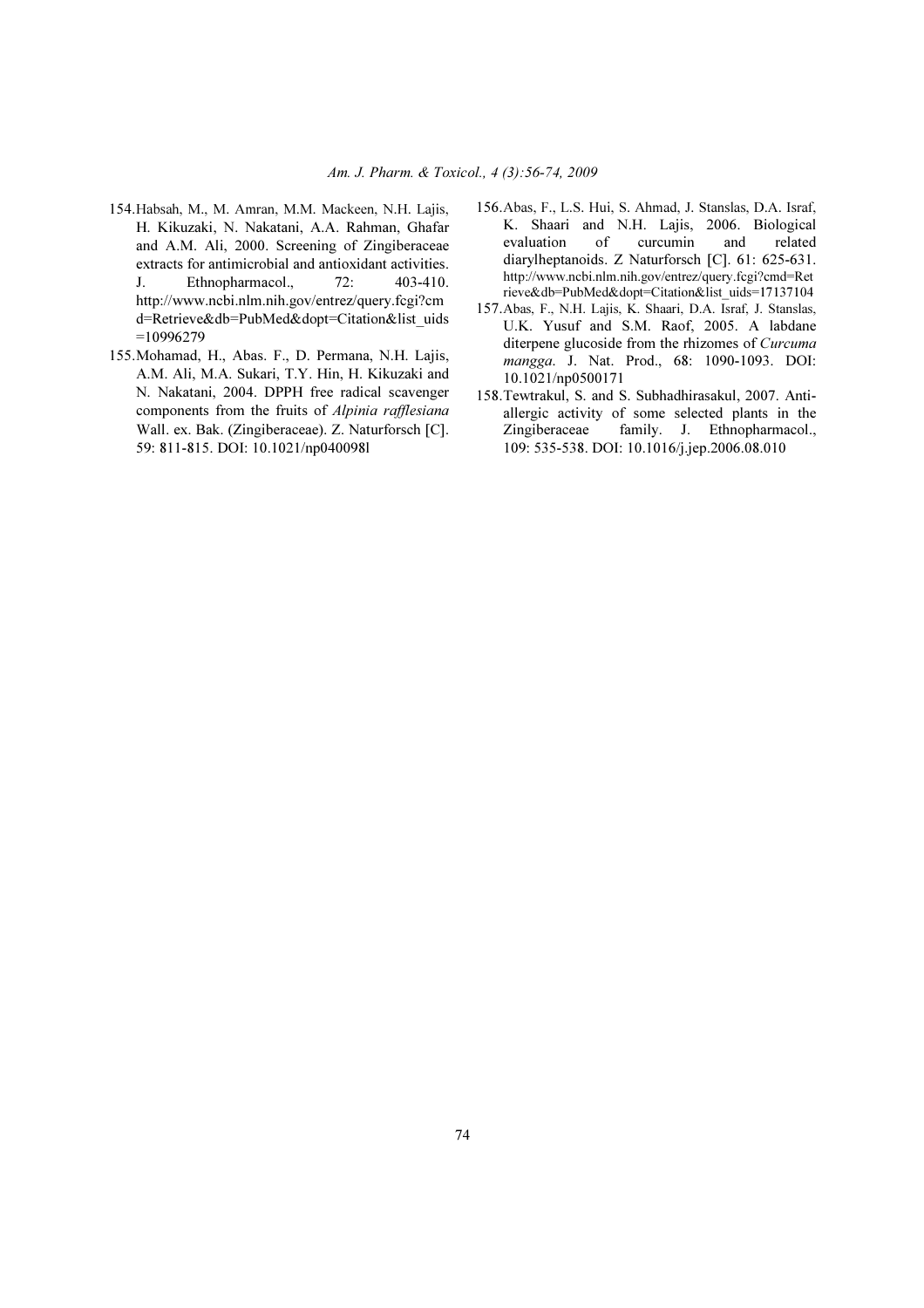154. Habsah, M., M. Amran, M.M. Mackeen, N.H. Lajis, H. Kikuzaki, N. Nakatani, A.A. Rahman, Ghafar and A.M. Ali, 2000. Screening of Zingiberaceae extracts for antimicrobial and antioxidant activities. J. Ethnopharmacol., 72: 403-410. http://www.ncbi.nlm.nih.gov/entrez/query.fcgi?cmd=Retrieve&db=PubMed&dopt=Citation&list_uids=10996279

155. Mohamad, H., Abas. F., D. Permana, N.H. Lajis, A.M. Ali, M.A. Sukari, T.Y. Hin, H. Kikuzaki and N. Nakatani, 2004. DPPH free radical scavenger components from the fruits of *Alpinia rafflesiana* Wall. ex. Bak. (Zingiberaceae). Z. Naturforsch [C]. 59: 811-815. DOI: 10.1021/np040098l

156. Abas, F., L.S. Hui, S. Ahmad, J. Stanslas, D.A. Israf, K. Shaari and N.H. Lajis, 2006. Biological evaluation of curcumin and related diarylheptanoids. Z Naturforsch [C]. 61: 625-631. http://www.ncbi.nlm.nih.gov/entrez/query.fcgi?cmd=Retrieve&db=PubMed&dopt=Citation&list_uids=17137104

157. Abas, F., N.H. Lajis, K. Shaari, D.A. Israf, J. Stanslas, U.K. Yusuf and S.M. Raof, 2005. A labdane diterpene glucoside from the rhizomes of *Curcuma mangga*. J. Nat. Prod., 68: 1090-1093. DOI: 10.1021/np0500171

158. Tewtrakul, S. and S. Subhadhirasakul, 2007. Anti-allergic activity of some selected plants in the Zingiberaceae family. J. Ethnopharmacol., 109: 535-538. DOI: 10.1016/j.jep.2006.08.010